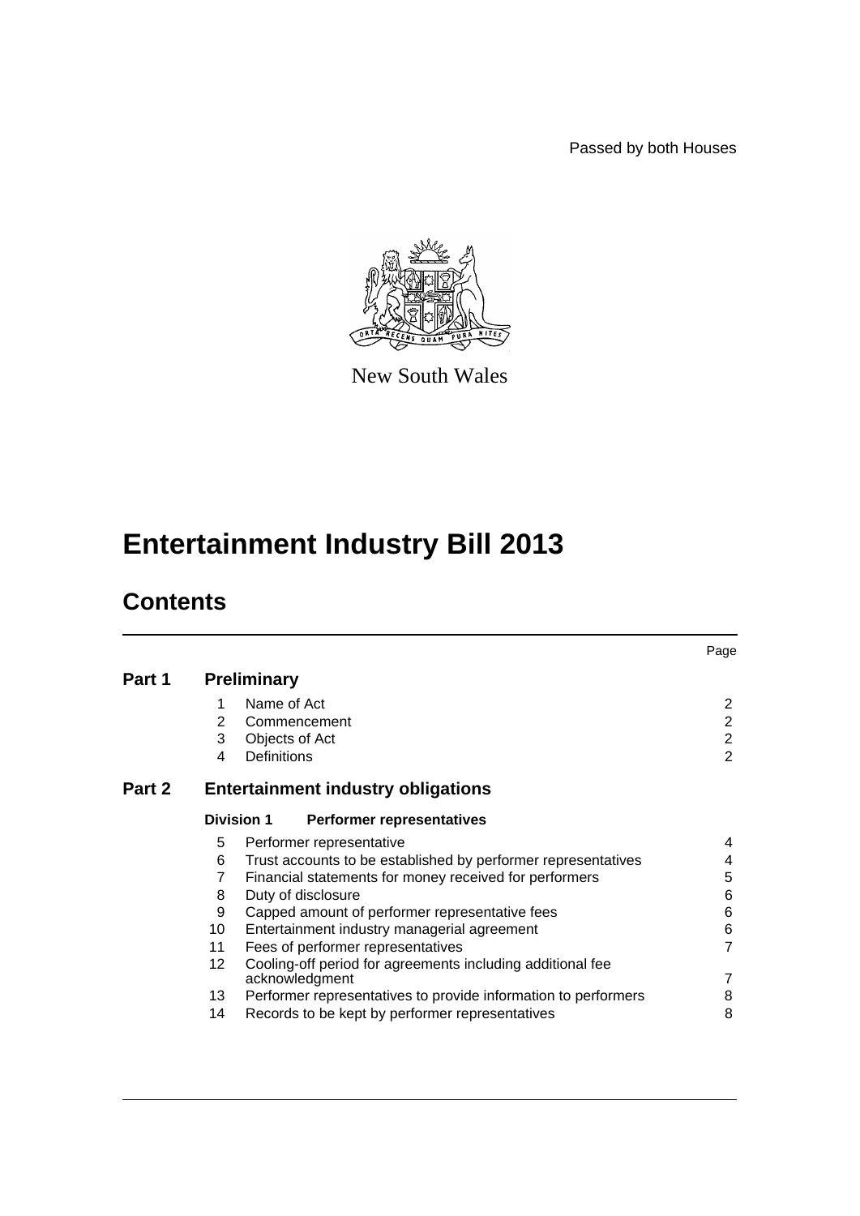Passed by both Houses

New South Wales

# Entertainment Industry Bill 2013

## Contents

| | | | Page |
|---|---|---|---|
| **Part 1** | **Preliminary** | | |
| | 1 | Name of Act | 2 |
| | 2 | Commencement | 2 |
| | 3 | Objects of Act | 2 |
| | 4 | Definitions | 2 |
| **Part 2** | **Entertainment industry obligations** | | |
| | **Division 1** | **Performer representatives** | |
| | 5 | Performer representative | 4 |
| | 6 | Trust accounts to be established by performer representatives | 4 |
| | 7 | Financial statements for money received for performers | 5 |
| | 8 | Duty of disclosure | 6 |
| | 9 | Capped amount of performer representative fees | 6 |
| | 10 | Entertainment industry managerial agreement | 6 |
| | 11 | Fees of performer representatives | 7 |
| | 12 | Cooling-off period for agreements including additional fee acknowledgment | 7 |
| | 13 | Performer representatives to provide information to performers | 8 |
| | 14 | Records to be kept by performer representatives | 8 |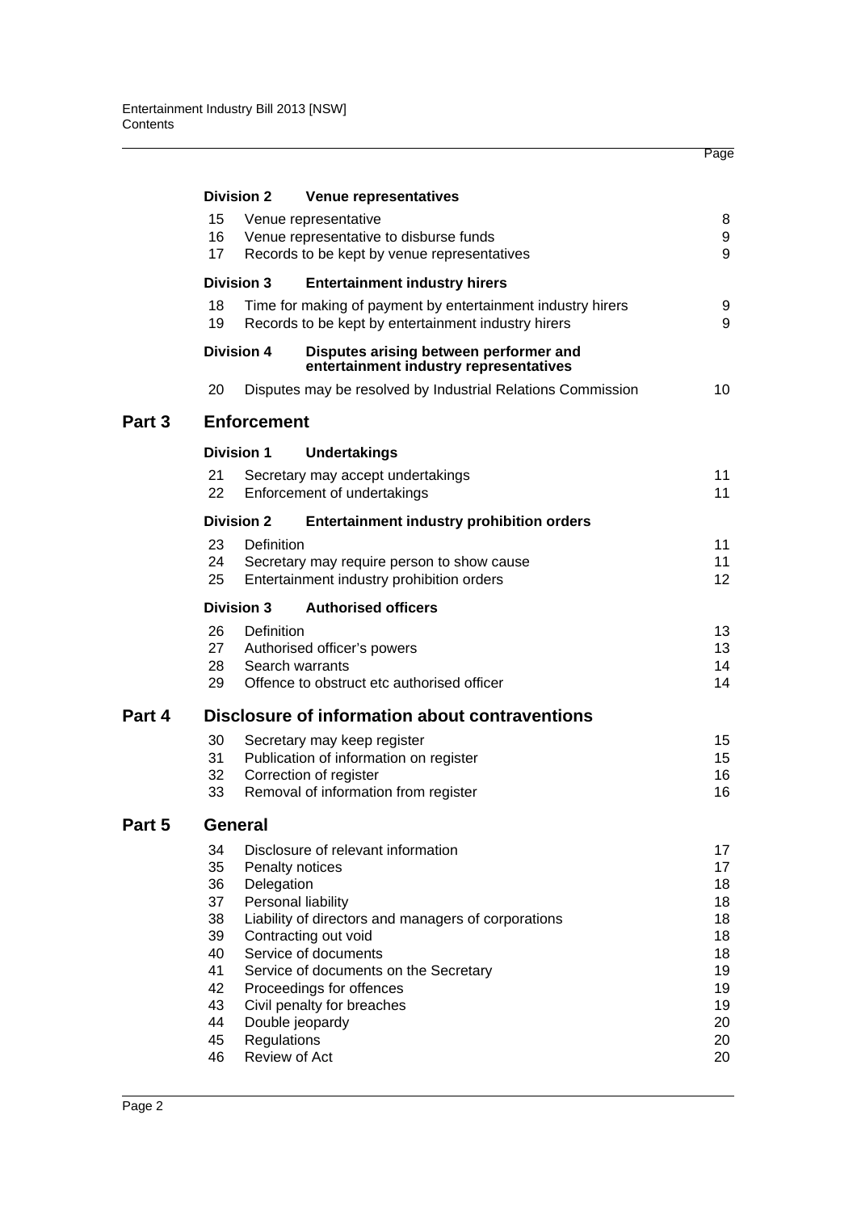| | | Page |
|---|---|---|
| **Division 2** | **Venue representatives** | |
| 15 | Venue representative | 8 |
| 16 | Venue representative to disburse funds | 9 |
| 17 | Records to be kept by venue representatives | 9 |
| **Division 3** | **Entertainment industry hirers** | |
| 18 | Time for making of payment by entertainment industry hirers | 9 |
| 19 | Records to be kept by entertainment industry hirers | 9 |
| **Division 4** | **Disputes arising between performer and entertainment industry representatives** | |
| 20 | Disputes may be resolved by Industrial Relations Commission | 10 |

## Part 3 Enforcement

| | | |
|---|---|---|
| **Division 1** | **Undertakings** | |
| 21 | Secretary may accept undertakings | 11 |
| 22 | Enforcement of undertakings | 11 |
| **Division 2** | **Entertainment industry prohibition orders** | |
| 23 | Definition | 11 |
| 24 | Secretary may require person to show cause | 11 |
| 25 | Entertainment industry prohibition orders | 12 |
| **Division 3** | **Authorised officers** | |
| 26 | Definition | 13 |
| 27 | Authorised officer's powers | 13 |
| 28 | Search warrants | 14 |
| 29 | Offence to obstruct etc authorised officer | 14 |

## Part 4 Disclosure of information about contraventions

| | | |
|---|---|---|
| 30 | Secretary may keep register | 15 |
| 31 | Publication of information on register | 15 |
| 32 | Correction of register | 16 |
| 33 | Removal of information from register | 16 |

## Part 5 General

| | | |
|---|---|---|
| 34 | Disclosure of relevant information | 17 |
| 35 | Penalty notices | 17 |
| 36 | Delegation | 18 |
| 37 | Personal liability | 18 |
| 38 | Liability of directors and managers of corporations | 18 |
| 39 | Contracting out void | 18 |
| 40 | Service of documents | 18 |
| 41 | Service of documents on the Secretary | 19 |
| 42 | Proceedings for offences | 19 |
| 43 | Civil penalty for breaches | 19 |
| 44 | Double jeopardy | 20 |
| 45 | Regulations | 20 |
| 46 | Review of Act | 20 |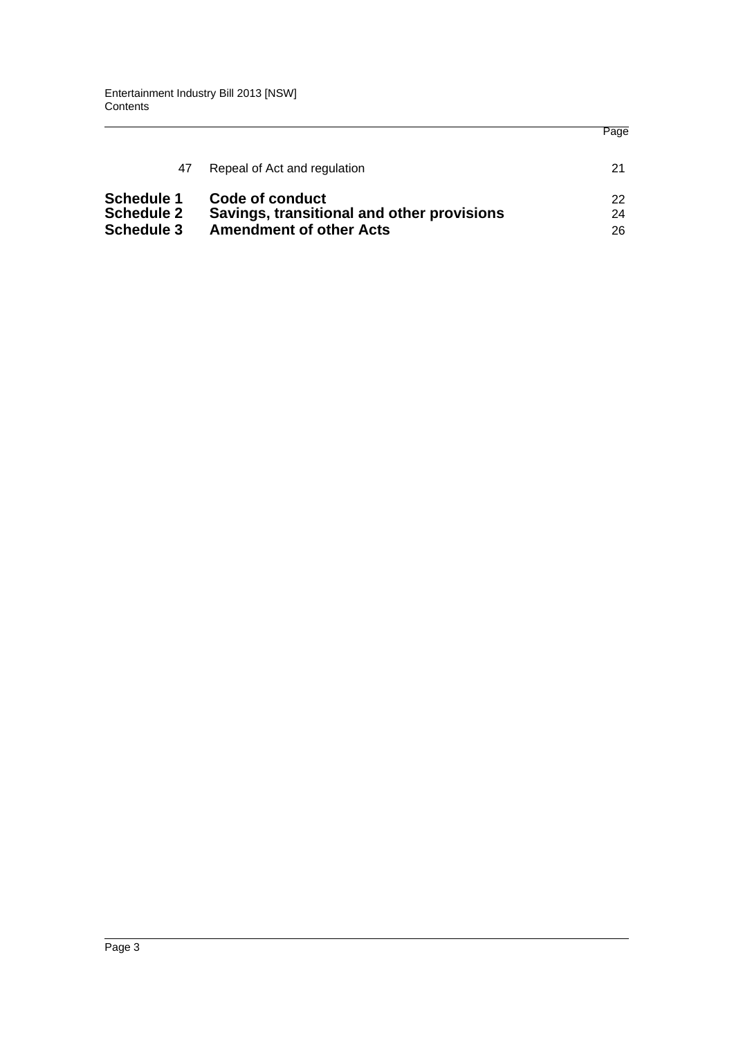| | | Page |
|---|---|---|
| 47 | Repeal of Act and regulation | 21 |
| **Schedule 1** | **Code of conduct** | 22 |
| **Schedule 2** | **Savings, transitional and other provisions** | 24 |
| **Schedule 3** | **Amendment of other Acts** | 26 |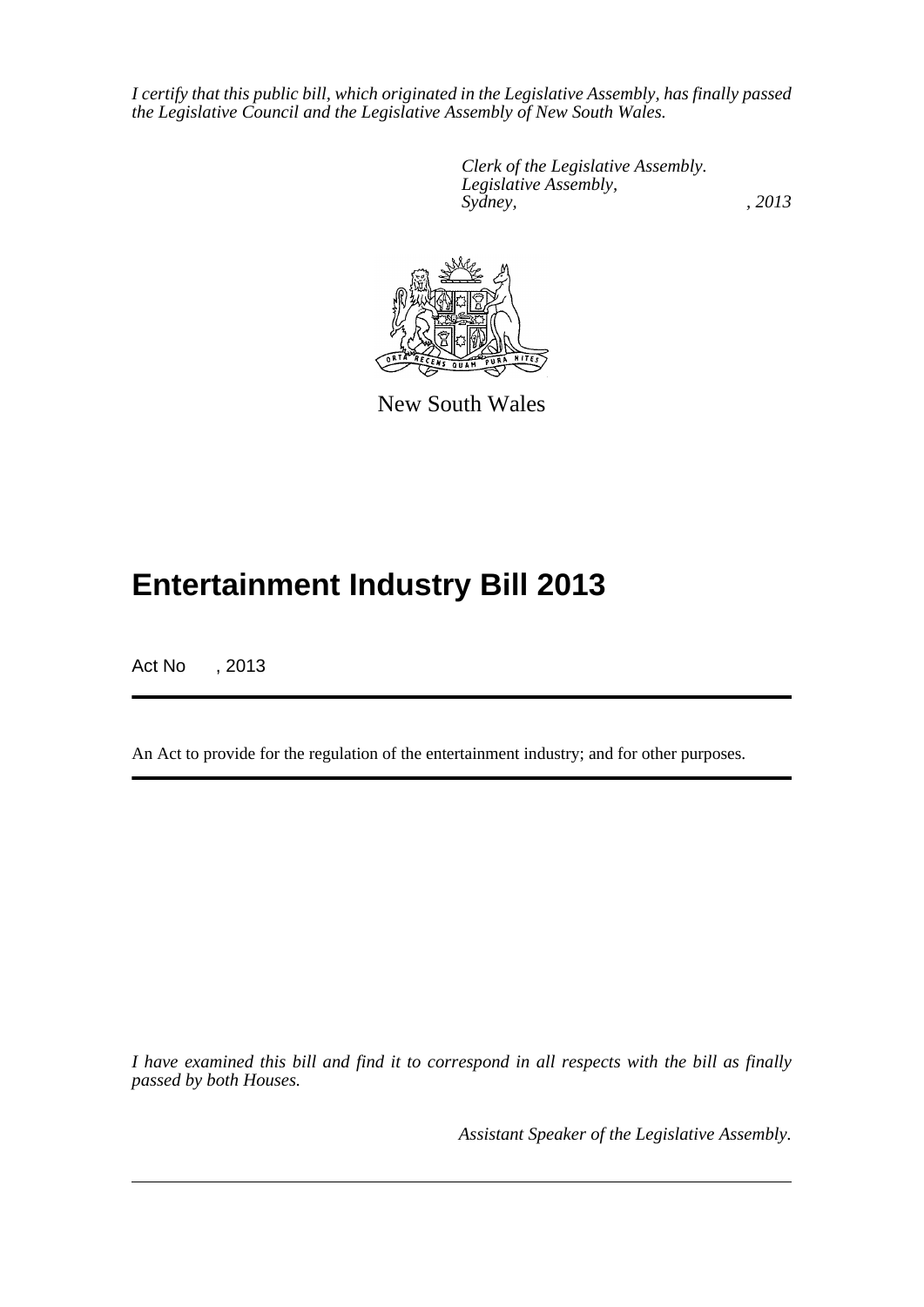*I certify that this public bill, which originated in the Legislative Assembly, has finally passed the Legislative Council and the Legislative Assembly of New South Wales.*

*Clerk of the Legislative Assembly.*
*Legislative Assembly,*
*Sydney, , 2013*

New South Wales

# Entertainment Industry Bill 2013

Act No , 2013

An Act to provide for the regulation of the entertainment industry; and for other purposes.

*I have examined this bill and find it to correspond in all respects with the bill as finally passed by both Houses.*

*Assistant Speaker of the Legislative Assembly.*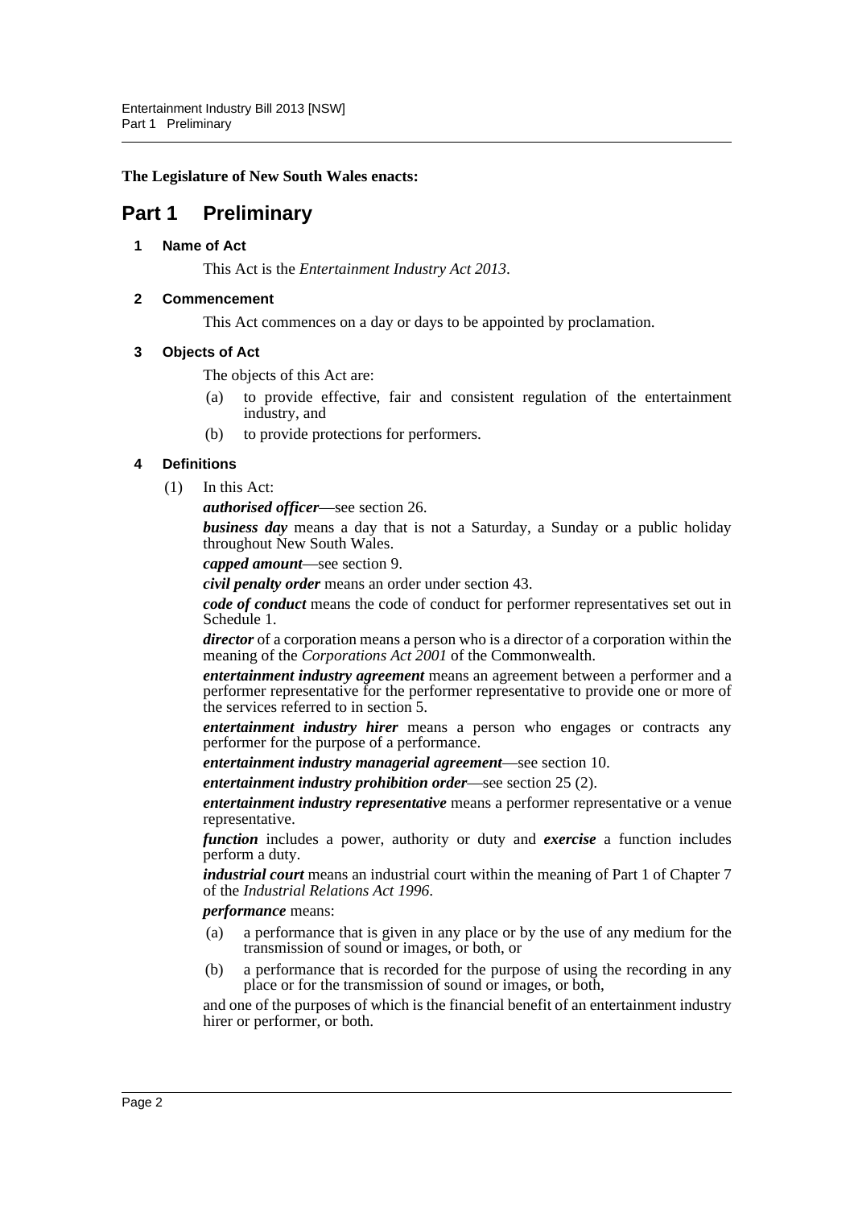**The Legislature of New South Wales enacts:**

# Part 1 Preliminary

### 1 Name of Act

This Act is the *Entertainment Industry Act 2013*.

### 2 Commencement

This Act commences on a day or days to be appointed by proclamation.

### 3 Objects of Act

The objects of this Act are:

(a) to provide effective, fair and consistent regulation of the entertainment industry, and

(b) to provide protections for performers.

### 4 Definitions

(1) In this Act:

***authorised officer***—see section 26.

***business day*** means a day that is not a Saturday, a Sunday or a public holiday throughout New South Wales.

***capped amount***—see section 9.

***civil penalty order*** means an order under section 43.

***code of conduct*** means the code of conduct for performer representatives set out in Schedule 1.

***director*** of a corporation means a person who is a director of a corporation within the meaning of the *Corporations Act 2001* of the Commonwealth.

***entertainment industry agreement*** means an agreement between a performer and a performer representative for the performer representative to provide one or more of the services referred to in section 5.

***entertainment industry hirer*** means a person who engages or contracts any performer for the purpose of a performance.

***entertainment industry managerial agreement***—see section 10.

***entertainment industry prohibition order***—see section 25 (2).

***entertainment industry representative*** means a performer representative or a venue representative.

***function*** includes a power, authority or duty and ***exercise*** a function includes perform a duty.

***industrial court*** means an industrial court within the meaning of Part 1 of Chapter 7 of the *Industrial Relations Act 1996*.

***performance*** means:

(a) a performance that is given in any place or by the use of any medium for the transmission of sound or images, or both, or

(b) a performance that is recorded for the purpose of using the recording in any place or for the transmission of sound or images, or both,

and one of the purposes of which is the financial benefit of an entertainment industry hirer or performer, or both.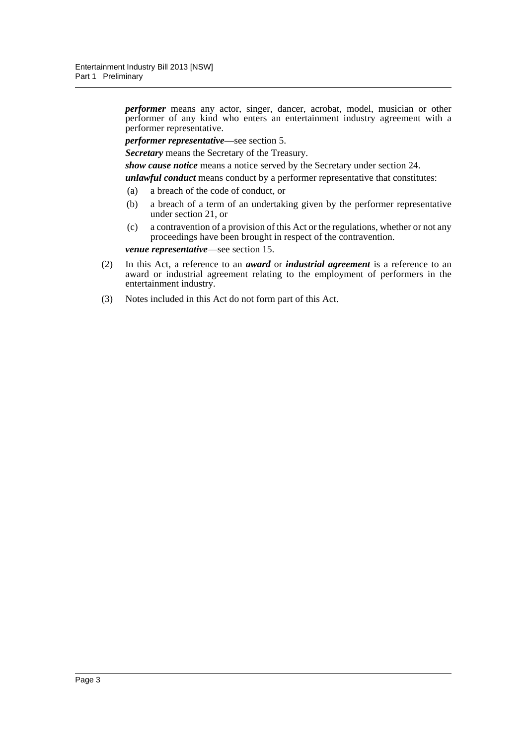***performer*** means any actor, singer, dancer, acrobat, model, musician or other performer of any kind who enters an entertainment industry agreement with a performer representative.

***performer representative***—see section 5.

***Secretary*** means the Secretary of the Treasury.

***show cause notice*** means a notice served by the Secretary under section 24.

***unlawful conduct*** means conduct by a performer representative that constitutes:

(a) a breach of the code of conduct, or

(b) a breach of a term of an undertaking given by the performer representative under section 21, or

(c) a contravention of a provision of this Act or the regulations, whether or not any proceedings have been brought in respect of the contravention.

***venue representative***—see section 15.

(2) In this Act, a reference to an ***award*** or ***industrial agreement*** is a reference to an award or industrial agreement relating to the employment of performers in the entertainment industry.

(3) Notes included in this Act do not form part of this Act.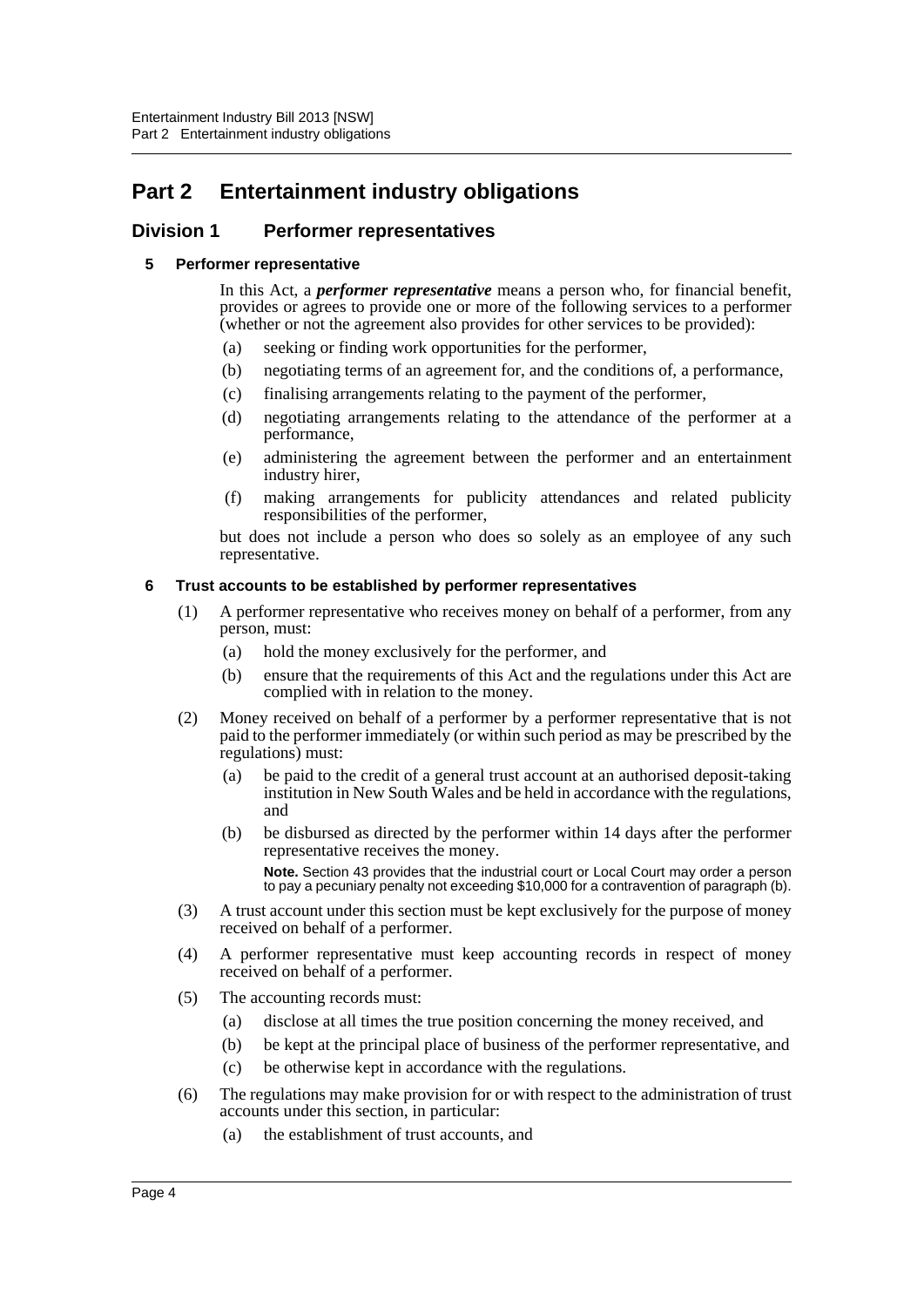# Part 2 Entertainment industry obligations

## Division 1 Performer representatives

### 5 Performer representative

In this Act, a ***performer representative*** means a person who, for financial benefit, provides or agrees to provide one or more of the following services to a performer (whether or not the agreement also provides for other services to be provided):

- (a) seeking or finding work opportunities for the performer,
- (b) negotiating terms of an agreement for, and the conditions of, a performance,
- (c) finalising arrangements relating to the payment of the performer,
- (d) negotiating arrangements relating to the attendance of the performer at a performance,
- (e) administering the agreement between the performer and an entertainment industry hirer,
- (f) making arrangements for publicity attendances and related publicity responsibilities of the performer,

but does not include a person who does so solely as an employee of any such representative.

### 6 Trust accounts to be established by performer representatives

(1) A performer representative who receives money on behalf of a performer, from any person, must:

- (a) hold the money exclusively for the performer, and
- (b) ensure that the requirements of this Act and the regulations under this Act are complied with in relation to the money.

(2) Money received on behalf of a performer by a performer representative that is not paid to the performer immediately (or within such period as may be prescribed by the regulations) must:

- (a) be paid to the credit of a general trust account at an authorised deposit-taking institution in New South Wales and be held in accordance with the regulations, and
- (b) be disbursed as directed by the performer within 14 days after the performer representative receives the money.

**Note.** Section 43 provides that the industrial court or Local Court may order a person to pay a pecuniary penalty not exceeding $10,000 for a contravention of paragraph (b).

(3) A trust account under this section must be kept exclusively for the purpose of money received on behalf of a performer.

(4) A performer representative must keep accounting records in respect of money received on behalf of a performer.

(5) The accounting records must:

- (a) disclose at all times the true position concerning the money received, and
- (b) be kept at the principal place of business of the performer representative, and
- (c) be otherwise kept in accordance with the regulations.

(6) The regulations may make provision for or with respect to the administration of trust accounts under this section, in particular:

- (a) the establishment of trust accounts, and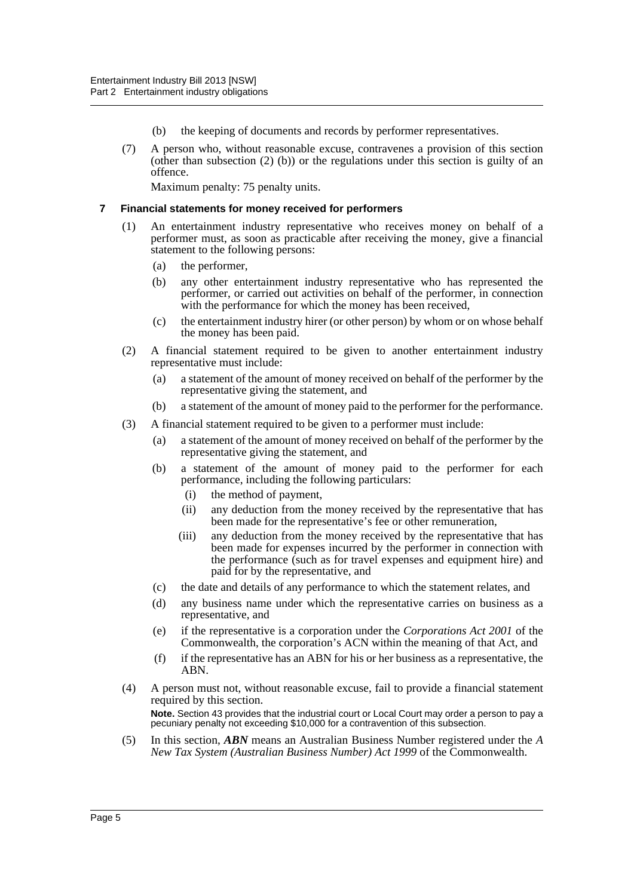(b) the keeping of documents and records by performer representatives.

(7) A person who, without reasonable excuse, contravenes a provision of this section (other than subsection (2) (b)) or the regulations under this section is guilty of an offence.

Maximum penalty: 75 penalty units.

### 7 Financial statements for money received for performers

(1) An entertainment industry representative who receives money on behalf of a performer must, as soon as practicable after receiving the money, give a financial statement to the following persons:

- (a) the performer,
- (b) any other entertainment industry representative who has represented the performer, or carried out activities on behalf of the performer, in connection with the performance for which the money has been received,
- (c) the entertainment industry hirer (or other person) by whom or on whose behalf the money has been paid.

(2) A financial statement required to be given to another entertainment industry representative must include:

- (a) a statement of the amount of money received on behalf of the performer by the representative giving the statement, and
- (b) a statement of the amount of money paid to the performer for the performance.

(3) A financial statement required to be given to a performer must include:

- (a) a statement of the amount of money received on behalf of the performer by the representative giving the statement, and
- (b) a statement of the amount of money paid to the performer for each performance, including the following particulars:
  - (i) the method of payment,
  - (ii) any deduction from the money received by the representative that has been made for the representative's fee or other remuneration,
  - (iii) any deduction from the money received by the representative that has been made for expenses incurred by the performer in connection with the performance (such as for travel expenses and equipment hire) and paid for by the representative, and
- (c) the date and details of any performance to which the statement relates, and
- (d) any business name under which the representative carries on business as a representative, and
- (e) if the representative is a corporation under the *Corporations Act 2001* of the Commonwealth, the corporation's ACN within the meaning of that Act, and
- (f) if the representative has an ABN for his or her business as a representative, the ABN.

(4) A person must not, without reasonable excuse, fail to provide a financial statement required by this section.

**Note.** Section 43 provides that the industrial court or Local Court may order a person to pay a pecuniary penalty not exceeding $10,000 for a contravention of this subsection.

(5) In this section, ***ABN*** means an Australian Business Number registered under the *A New Tax System (Australian Business Number) Act 1999* of the Commonwealth.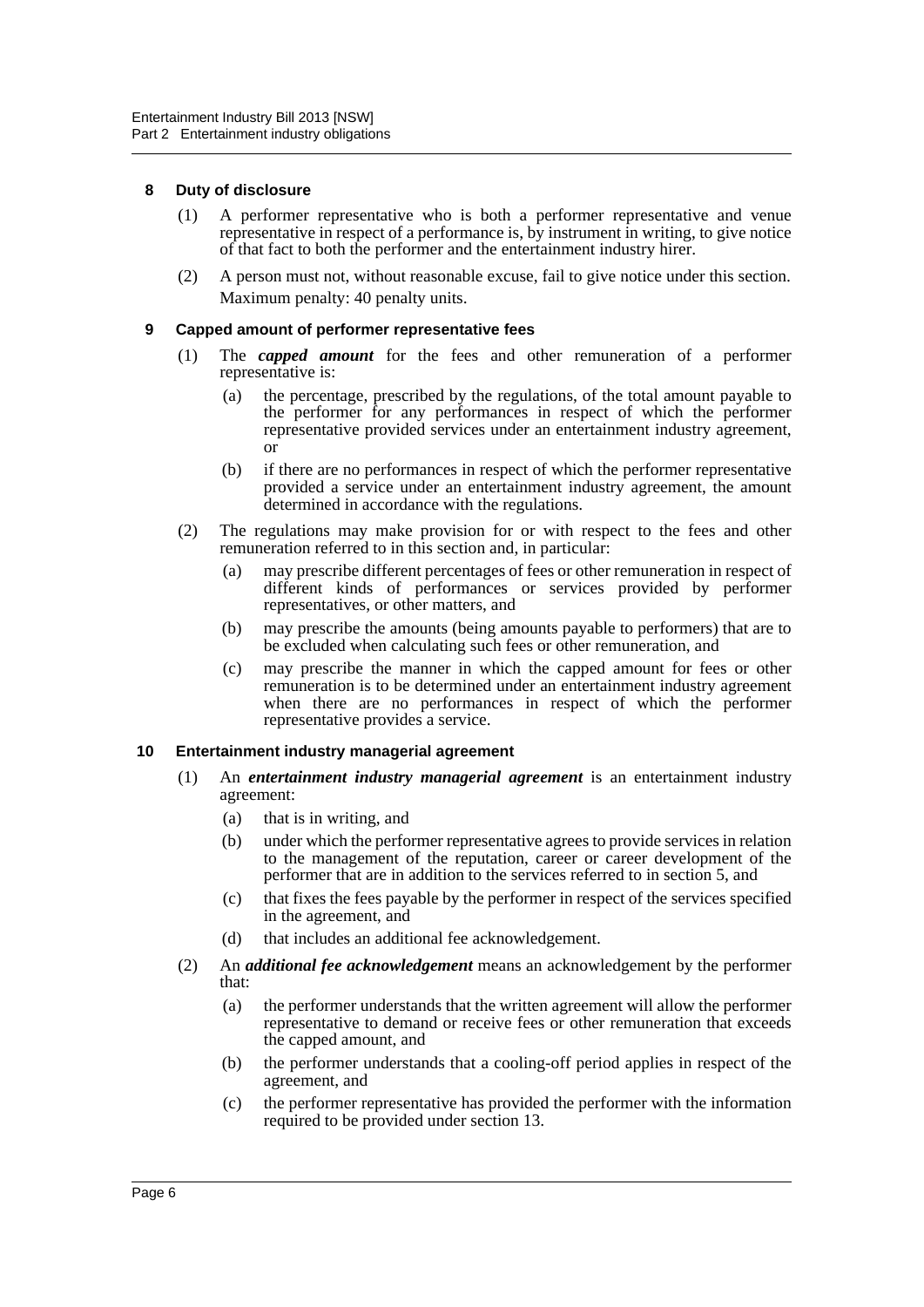### 8 Duty of disclosure

(1) A performer representative who is both a performer representative and venue representative in respect of a performance is, by instrument in writing, to give notice of that fact to both the performer and the entertainment industry hirer.

(2) A person must not, without reasonable excuse, fail to give notice under this section.

Maximum penalty: 40 penalty units.

### 9 Capped amount of performer representative fees

(1) The ***capped amount*** for the fees and other remuneration of a performer representative is:

(a) the percentage, prescribed by the regulations, of the total amount payable to the performer for any performances in respect of which the performer representative provided services under an entertainment industry agreement, or

(b) if there are no performances in respect of which the performer representative provided a service under an entertainment industry agreement, the amount determined in accordance with the regulations.

(2) The regulations may make provision for or with respect to the fees and other remuneration referred to in this section and, in particular:

(a) may prescribe different percentages of fees or other remuneration in respect of different kinds of performances or services provided by performer representatives, or other matters, and

(b) may prescribe the amounts (being amounts payable to performers) that are to be excluded when calculating such fees or other remuneration, and

(c) may prescribe the manner in which the capped amount for fees or other remuneration is to be determined under an entertainment industry agreement when there are no performances in respect of which the performer representative provides a service.

### 10 Entertainment industry managerial agreement

(1) An ***entertainment industry managerial agreement*** is an entertainment industry agreement:

(a) that is in writing, and

(b) under which the performer representative agrees to provide services in relation to the management of the reputation, career or career development of the performer that are in addition to the services referred to in section 5, and

(c) that fixes the fees payable by the performer in respect of the services specified in the agreement, and

(d) that includes an additional fee acknowledgement.

(2) An ***additional fee acknowledgement*** means an acknowledgement by the performer that:

(a) the performer understands that the written agreement will allow the performer representative to demand or receive fees or other remuneration that exceeds the capped amount, and

(b) the performer understands that a cooling-off period applies in respect of the agreement, and

(c) the performer representative has provided the performer with the information required to be provided under section 13.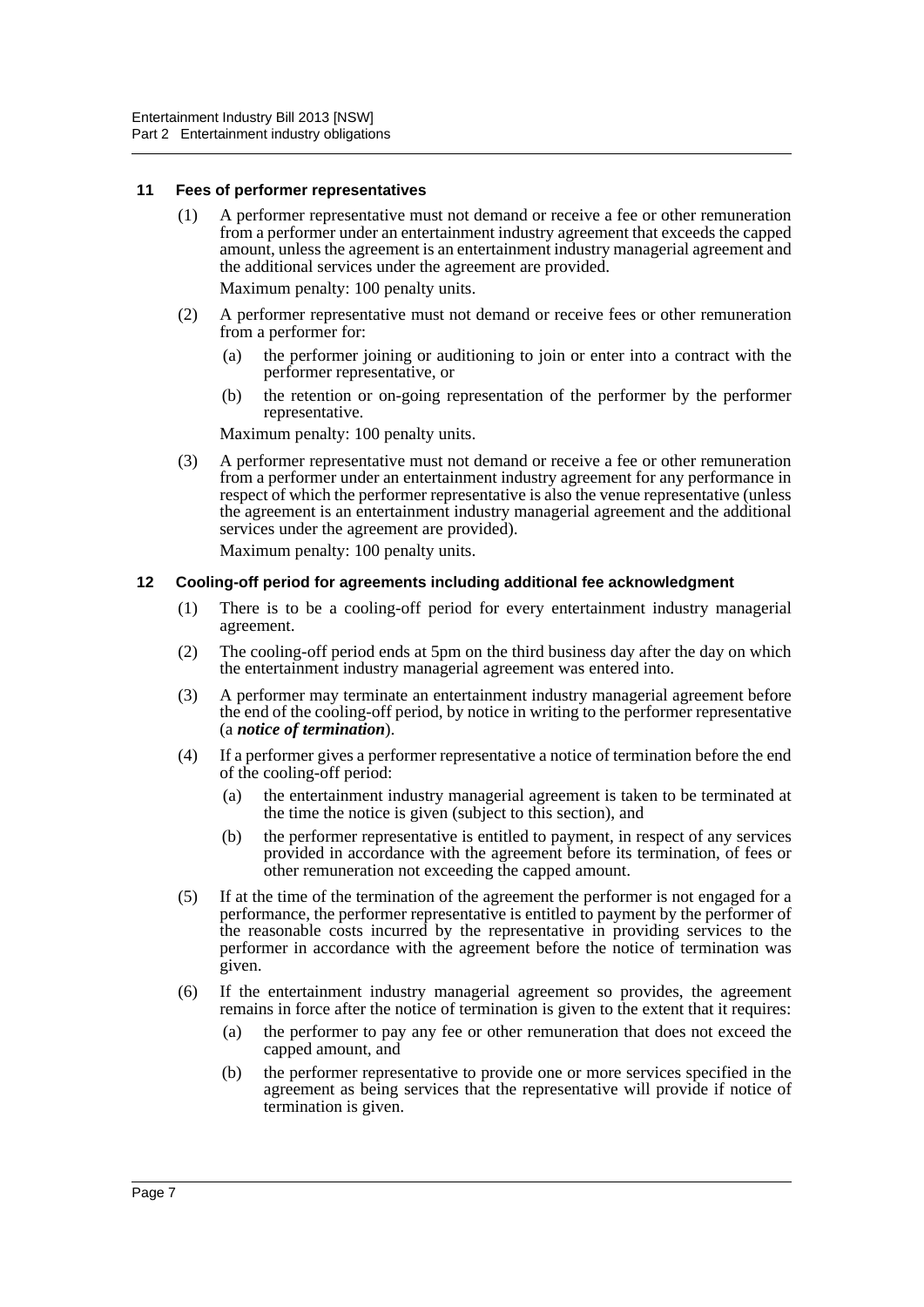### 11 Fees of performer representatives

(1) A performer representative must not demand or receive a fee or other remuneration from a performer under an entertainment industry agreement that exceeds the capped amount, unless the agreement is an entertainment industry managerial agreement and the additional services under the agreement are provided.

Maximum penalty: 100 penalty units.

(2) A performer representative must not demand or receive fees or other remuneration from a performer for:

- (a) the performer joining or auditioning to join or enter into a contract with the performer representative, or
- (b) the retention or on-going representation of the performer by the performer representative.

Maximum penalty: 100 penalty units.

(3) A performer representative must not demand or receive a fee or other remuneration from a performer under an entertainment industry agreement for any performance in respect of which the performer representative is also the venue representative (unless the agreement is an entertainment industry managerial agreement and the additional services under the agreement are provided).

Maximum penalty: 100 penalty units.

### 12 Cooling-off period for agreements including additional fee acknowledgment

(1) There is to be a cooling-off period for every entertainment industry managerial agreement.

(2) The cooling-off period ends at 5pm on the third business day after the day on which the entertainment industry managerial agreement was entered into.

(3) A performer may terminate an entertainment industry managerial agreement before the end of the cooling-off period, by notice in writing to the performer representative (a ***notice of termination***).

(4) If a performer gives a performer representative a notice of termination before the end of the cooling-off period:

- (a) the entertainment industry managerial agreement is taken to be terminated at the time the notice is given (subject to this section), and
- (b) the performer representative is entitled to payment, in respect of any services provided in accordance with the agreement before its termination, of fees or other remuneration not exceeding the capped amount.

(5) If at the time of the termination of the agreement the performer is not engaged for a performance, the performer representative is entitled to payment by the performer of the reasonable costs incurred by the representative in providing services to the performer in accordance with the agreement before the notice of termination was given.

(6) If the entertainment industry managerial agreement so provides, the agreement remains in force after the notice of termination is given to the extent that it requires:

- (a) the performer to pay any fee or other remuneration that does not exceed the capped amount, and
- (b) the performer representative to provide one or more services specified in the agreement as being services that the representative will provide if notice of termination is given.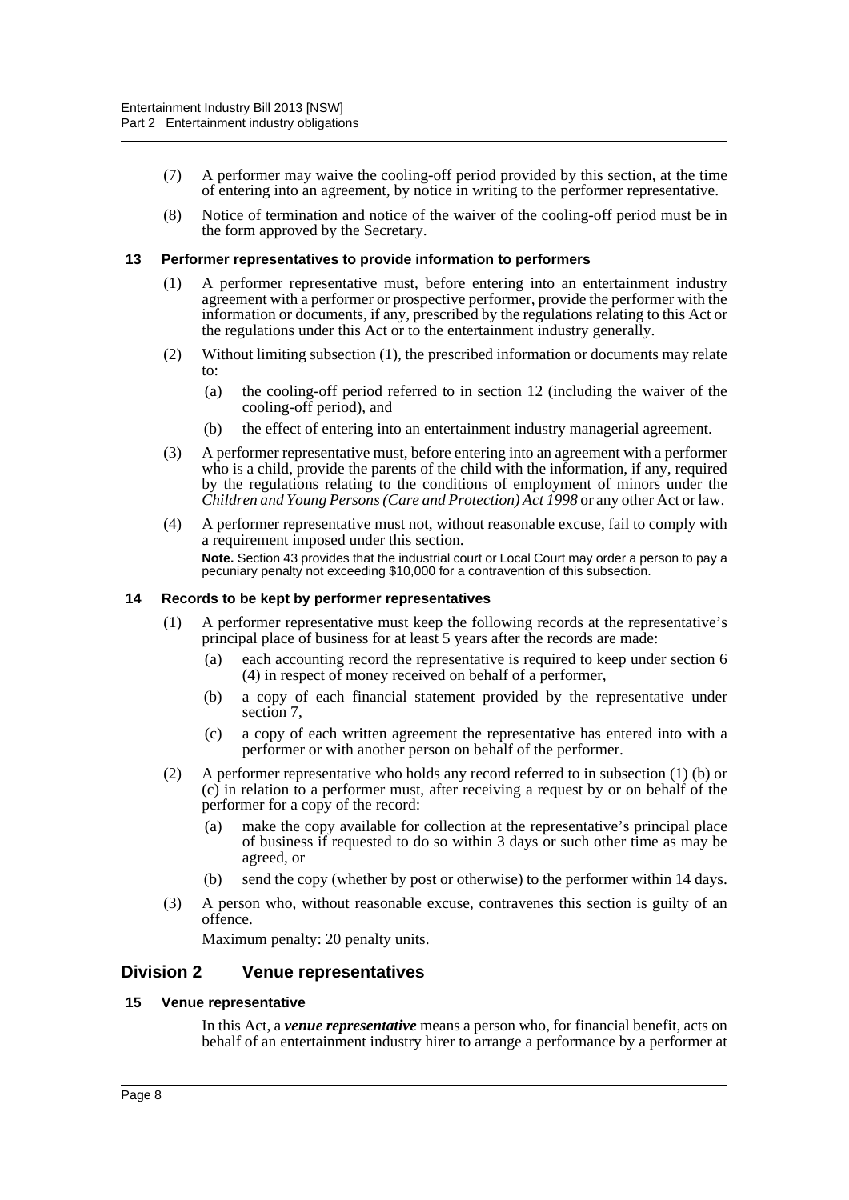(7) A performer may waive the cooling-off period provided by this section, at the time of entering into an agreement, by notice in writing to the performer representative.

(8) Notice of termination and notice of the waiver of the cooling-off period must be in the form approved by the Secretary.

### 13 Performer representatives to provide information to performers

(1) A performer representative must, before entering into an entertainment industry agreement with a performer or prospective performer, provide the performer with the information or documents, if any, prescribed by the regulations relating to this Act or the regulations under this Act or to the entertainment industry generally.

(2) Without limiting subsection (1), the prescribed information or documents may relate to:

- (a) the cooling-off period referred to in section 12 (including the waiver of the cooling-off period), and
- (b) the effect of entering into an entertainment industry managerial agreement.

(3) A performer representative must, before entering into an agreement with a performer who is a child, provide the parents of the child with the information, if any, required by the regulations relating to the conditions of employment of minors under the *Children and Young Persons (Care and Protection) Act 1998* or any other Act or law.

(4) A performer representative must not, without reasonable excuse, fail to comply with a requirement imposed under this section.

**Note.** Section 43 provides that the industrial court or Local Court may order a person to pay a pecuniary penalty not exceeding $10,000 for a contravention of this subsection.

### 14 Records to be kept by performer representatives

(1) A performer representative must keep the following records at the representative's principal place of business for at least 5 years after the records are made:

- (a) each accounting record the representative is required to keep under section 6 (4) in respect of money received on behalf of a performer,
- (b) a copy of each financial statement provided by the representative under section 7,
- (c) a copy of each written agreement the representative has entered into with a performer or with another person on behalf of the performer.

(2) A performer representative who holds any record referred to in subsection (1) (b) or (c) in relation to a performer must, after receiving a request by or on behalf of the performer for a copy of the record:

- (a) make the copy available for collection at the representative's principal place of business if requested to do so within 3 days or such other time as may be agreed, or
- (b) send the copy (whether by post or otherwise) to the performer within 14 days.

(3) A person who, without reasonable excuse, contravenes this section is guilty of an offence.

Maximum penalty: 20 penalty units.

## Division 2 Venue representatives

### 15 Venue representative

In this Act, a ***venue representative*** means a person who, for financial benefit, acts on behalf of an entertainment industry hirer to arrange a performance by a performer at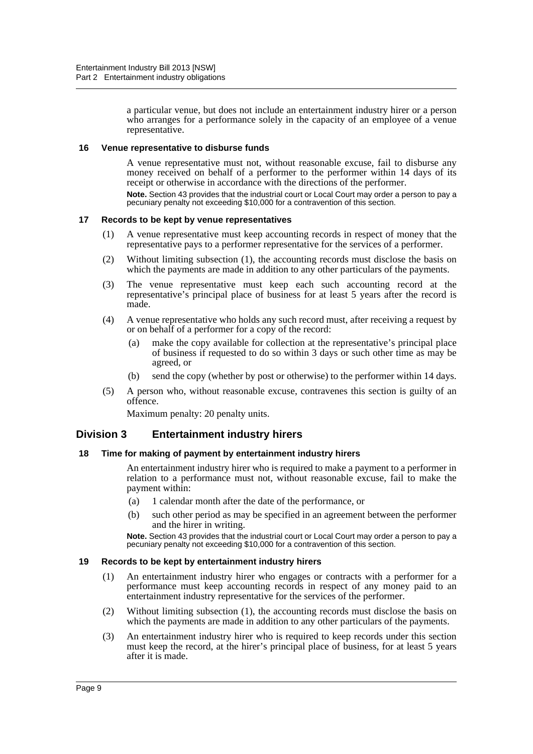a particular venue, but does not include an entertainment industry hirer or a person who arranges for a performance solely in the capacity of an employee of a venue representative.

#### 16 Venue representative to disburse funds

A venue representative must not, without reasonable excuse, fail to disburse any money received on behalf of a performer to the performer within 14 days of its receipt or otherwise in accordance with the directions of the performer.

**Note.** Section 43 provides that the industrial court or Local Court may order a person to pay a pecuniary penalty not exceeding $10,000 for a contravention of this section.

#### 17 Records to be kept by venue representatives

(1) A venue representative must keep accounting records in respect of money that the representative pays to a performer representative for the services of a performer.

(2) Without limiting subsection (1), the accounting records must disclose the basis on which the payments are made in addition to any other particulars of the payments.

(3) The venue representative must keep each such accounting record at the representative's principal place of business for at least 5 years after the record is made.

(4) A venue representative who holds any such record must, after receiving a request by or on behalf of a performer for a copy of the record:

(a) make the copy available for collection at the representative's principal place of business if requested to do so within 3 days or such other time as may be agreed, or

(b) send the copy (whether by post or otherwise) to the performer within 14 days.

(5) A person who, without reasonable excuse, contravenes this section is guilty of an offence.

Maximum penalty: 20 penalty units.

## Division 3 Entertainment industry hirers

#### 18 Time for making of payment by entertainment industry hirers

An entertainment industry hirer who is required to make a payment to a performer in relation to a performance must not, without reasonable excuse, fail to make the payment within:

(a) 1 calendar month after the date of the performance, or

(b) such other period as may be specified in an agreement between the performer and the hirer in writing.

**Note.** Section 43 provides that the industrial court or Local Court may order a person to pay a pecuniary penalty not exceeding $10,000 for a contravention of this section.

#### 19 Records to be kept by entertainment industry hirers

(1) An entertainment industry hirer who engages or contracts with a performer for a performance must keep accounting records in respect of any money paid to an entertainment industry representative for the services of the performer.

(2) Without limiting subsection (1), the accounting records must disclose the basis on which the payments are made in addition to any other particulars of the payments.

(3) An entertainment industry hirer who is required to keep records under this section must keep the record, at the hirer's principal place of business, for at least 5 years after it is made.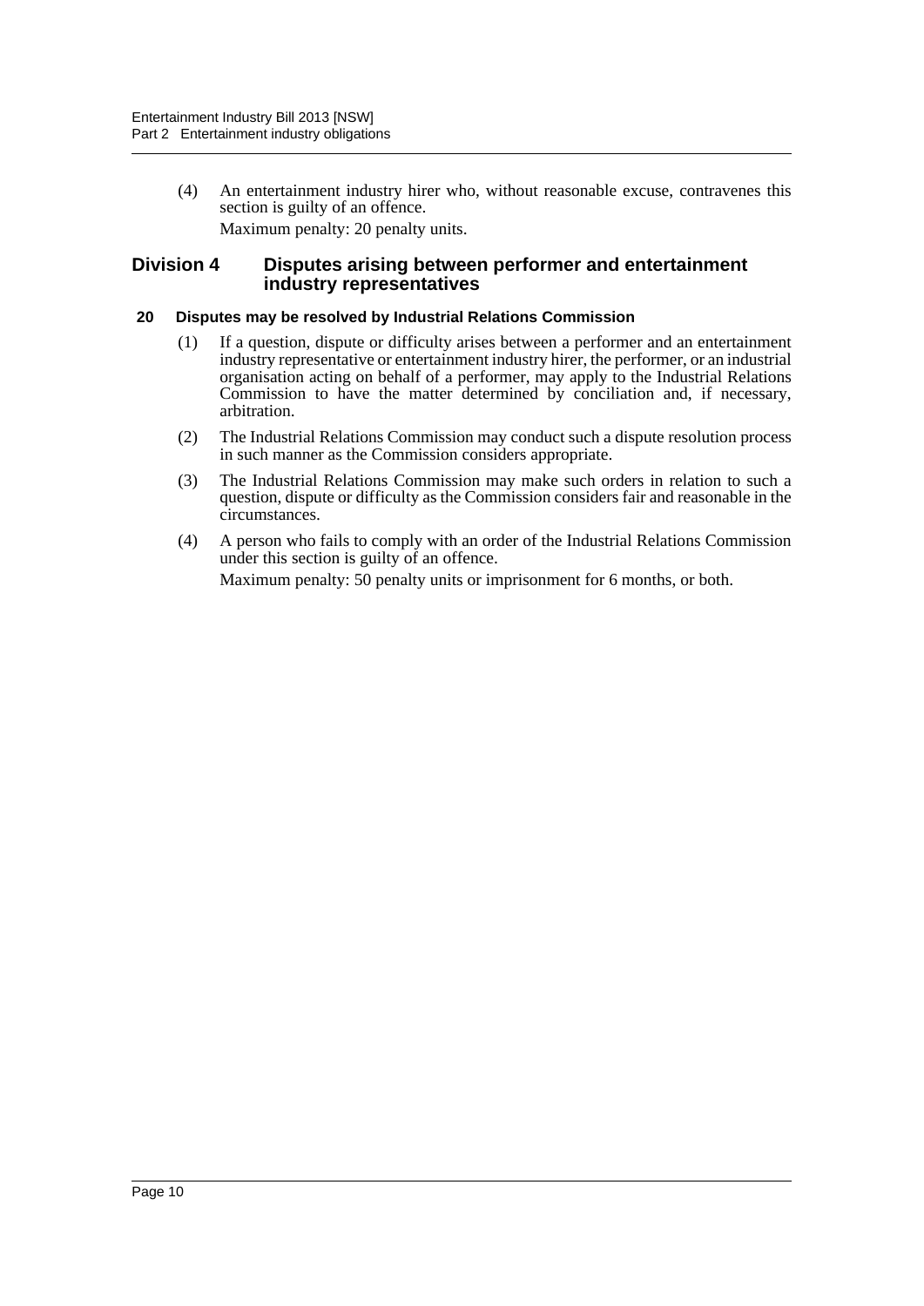(4) An entertainment industry hirer who, without reasonable excuse, contravenes this section is guilty of an offence.

Maximum penalty: 20 penalty units.

## Division 4 Disputes arising between performer and entertainment industry representatives

### 20 Disputes may be resolved by Industrial Relations Commission

(1) If a question, dispute or difficulty arises between a performer and an entertainment industry representative or entertainment industry hirer, the performer, or an industrial organisation acting on behalf of a performer, may apply to the Industrial Relations Commission to have the matter determined by conciliation and, if necessary, arbitration.

(2) The Industrial Relations Commission may conduct such a dispute resolution process in such manner as the Commission considers appropriate.

(3) The Industrial Relations Commission may make such orders in relation to such a question, dispute or difficulty as the Commission considers fair and reasonable in the circumstances.

(4) A person who fails to comply with an order of the Industrial Relations Commission under this section is guilty of an offence.

Maximum penalty: 50 penalty units or imprisonment for 6 months, or both.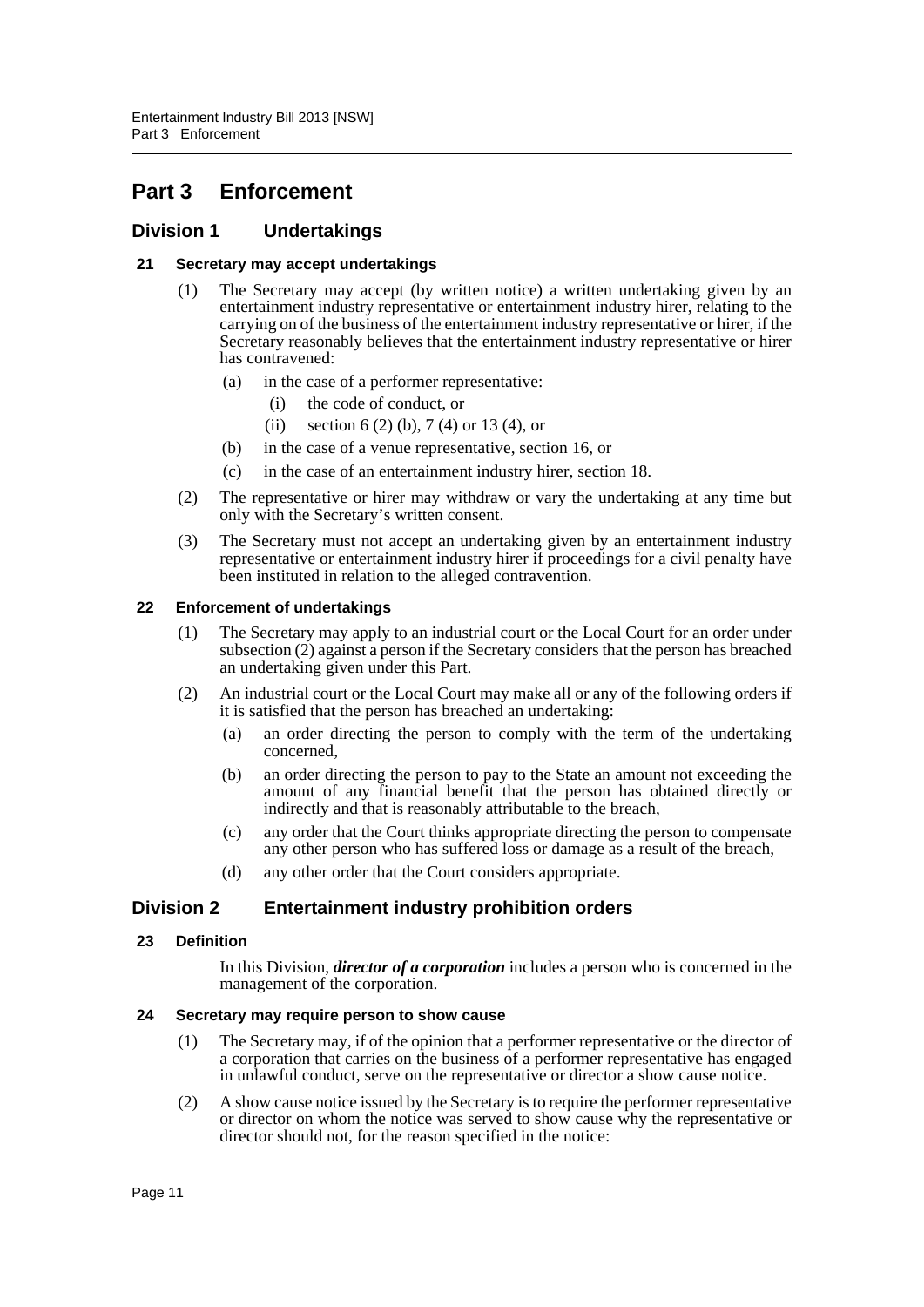# Part 3 Enforcement

## Division 1 Undertakings

### 21 Secretary may accept undertakings

(1) The Secretary may accept (by written notice) a written undertaking given by an entertainment industry representative or entertainment industry hirer, relating to the carrying on of the business of the entertainment industry representative or hirer, if the Secretary reasonably believes that the entertainment industry representative or hirer has contravened:

- (a) in the case of a performer representative:
  - (i) the code of conduct, or
  - (ii) section 6 (2) (b), 7 (4) or 13 (4), or
- (b) in the case of a venue representative, section 16, or
- (c) in the case of an entertainment industry hirer, section 18.

(2) The representative or hirer may withdraw or vary the undertaking at any time but only with the Secretary's written consent.

(3) The Secretary must not accept an undertaking given by an entertainment industry representative or entertainment industry hirer if proceedings for a civil penalty have been instituted in relation to the alleged contravention.

### 22 Enforcement of undertakings

(1) The Secretary may apply to an industrial court or the Local Court for an order under subsection (2) against a person if the Secretary considers that the person has breached an undertaking given under this Part.

(2) An industrial court or the Local Court may make all or any of the following orders if it is satisfied that the person has breached an undertaking:

- (a) an order directing the person to comply with the term of the undertaking concerned,
- (b) an order directing the person to pay to the State an amount not exceeding the amount of any financial benefit that the person has obtained directly or indirectly and that is reasonably attributable to the breach,
- (c) any order that the Court thinks appropriate directing the person to compensate any other person who has suffered loss or damage as a result of the breach,
- (d) any other order that the Court considers appropriate.

## Division 2 Entertainment industry prohibition orders

### 23 Definition

In this Division, ***director of a corporation*** includes a person who is concerned in the management of the corporation.

### 24 Secretary may require person to show cause

(1) The Secretary may, if of the opinion that a performer representative or the director of a corporation that carries on the business of a performer representative has engaged in unlawful conduct, serve on the representative or director a show cause notice.

(2) A show cause notice issued by the Secretary is to require the performer representative or director on whom the notice was served to show cause why the representative or director should not, for the reason specified in the notice: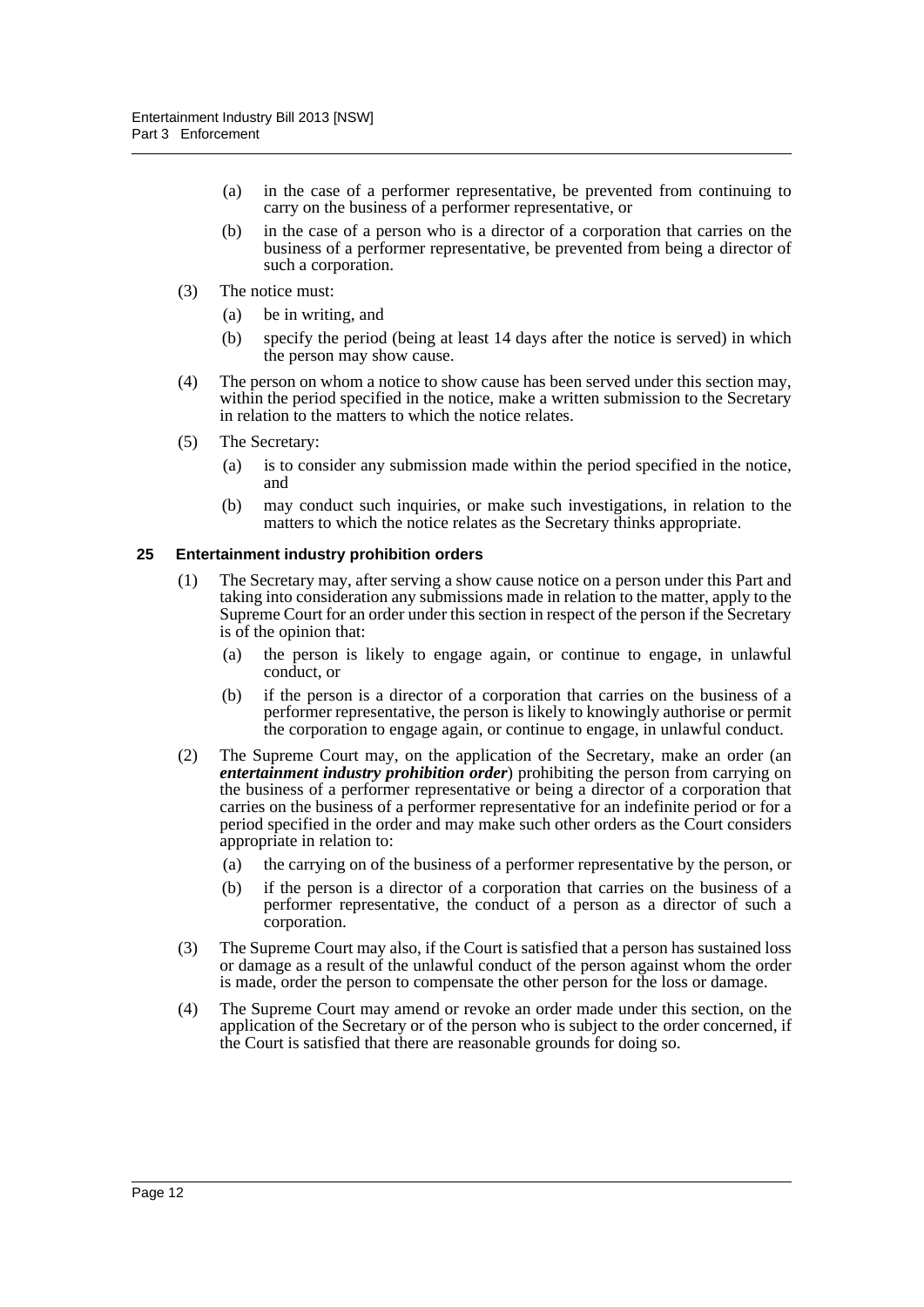(a) in the case of a performer representative, be prevented from continuing to carry on the business of a performer representative, or

(b) in the case of a person who is a director of a corporation that carries on the business of a performer representative, be prevented from being a director of such a corporation.

(3) The notice must:

(a) be in writing, and

(b) specify the period (being at least 14 days after the notice is served) in which the person may show cause.

(4) The person on whom a notice to show cause has been served under this section may, within the period specified in the notice, make a written submission to the Secretary in relation to the matters to which the notice relates.

(5) The Secretary:

(a) is to consider any submission made within the period specified in the notice, and

(b) may conduct such inquiries, or make such investigations, in relation to the matters to which the notice relates as the Secretary thinks appropriate.

### 25 Entertainment industry prohibition orders

(1) The Secretary may, after serving a show cause notice on a person under this Part and taking into consideration any submissions made in relation to the matter, apply to the Supreme Court for an order under this section in respect of the person if the Secretary is of the opinion that:

(a) the person is likely to engage again, or continue to engage, in unlawful conduct, or

(b) if the person is a director of a corporation that carries on the business of a performer representative, the person is likely to knowingly authorise or permit the corporation to engage again, or continue to engage, in unlawful conduct.

(2) The Supreme Court may, on the application of the Secretary, make an order (an ***entertainment industry prohibition order***) prohibiting the person from carrying on the business of a performer representative or being a director of a corporation that carries on the business of a performer representative for an indefinite period or for a period specified in the order and may make such other orders as the Court considers appropriate in relation to:

(a) the carrying on of the business of a performer representative by the person, or

(b) if the person is a director of a corporation that carries on the business of a performer representative, the conduct of a person as a director of such a corporation.

(3) The Supreme Court may also, if the Court is satisfied that a person has sustained loss or damage as a result of the unlawful conduct of the person against whom the order is made, order the person to compensate the other person for the loss or damage.

(4) The Supreme Court may amend or revoke an order made under this section, on the application of the Secretary or of the person who is subject to the order concerned, if the Court is satisfied that there are reasonable grounds for doing so.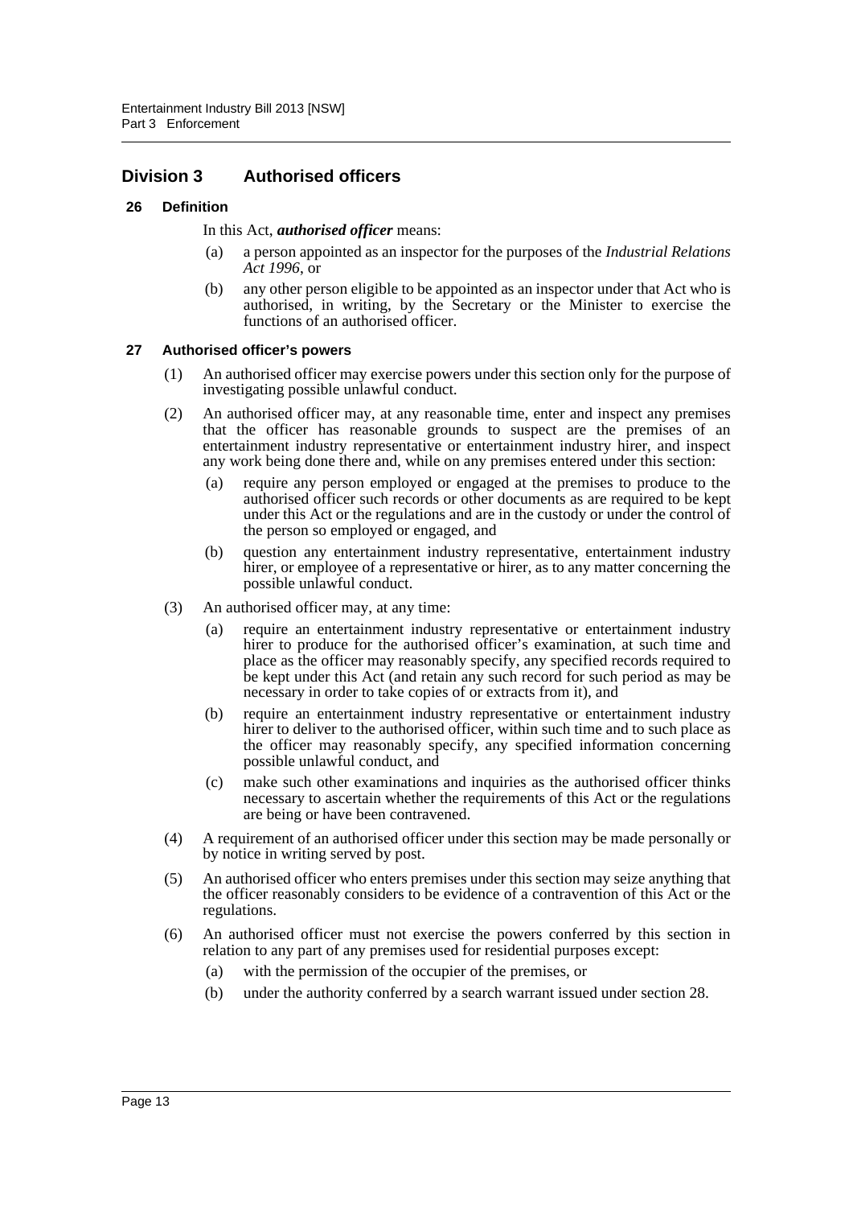## Division 3 Authorised officers

### 26 Definition

In this Act, ***authorised officer*** means:

(a) a person appointed as an inspector for the purposes of the *Industrial Relations Act 1996*, or

(b) any other person eligible to be appointed as an inspector under that Act who is authorised, in writing, by the Secretary or the Minister to exercise the functions of an authorised officer.

### 27 Authorised officer's powers

(1) An authorised officer may exercise powers under this section only for the purpose of investigating possible unlawful conduct.

(2) An authorised officer may, at any reasonable time, enter and inspect any premises that the officer has reasonable grounds to suspect are the premises of an entertainment industry representative or entertainment industry hirer, and inspect any work being done there and, while on any premises entered under this section:

(a) require any person employed or engaged at the premises to produce to the authorised officer such records or other documents as are required to be kept under this Act or the regulations and are in the custody or under the control of the person so employed or engaged, and

(b) question any entertainment industry representative, entertainment industry hirer, or employee of a representative or hirer, as to any matter concerning the possible unlawful conduct.

(3) An authorised officer may, at any time:

(a) require an entertainment industry representative or entertainment industry hirer to produce for the authorised officer's examination, at such time and place as the officer may reasonably specify, any specified records required to be kept under this Act (and retain any such record for such period as may be necessary in order to take copies of or extracts from it), and

(b) require an entertainment industry representative or entertainment industry hirer to deliver to the authorised officer, within such time and to such place as the officer may reasonably specify, any specified information concerning possible unlawful conduct, and

(c) make such other examinations and inquiries as the authorised officer thinks necessary to ascertain whether the requirements of this Act or the regulations are being or have been contravened.

(4) A requirement of an authorised officer under this section may be made personally or by notice in writing served by post.

(5) An authorised officer who enters premises under this section may seize anything that the officer reasonably considers to be evidence of a contravention of this Act or the regulations.

(6) An authorised officer must not exercise the powers conferred by this section in relation to any part of any premises used for residential purposes except:

(a) with the permission of the occupier of the premises, or

(b) under the authority conferred by a search warrant issued under section 28.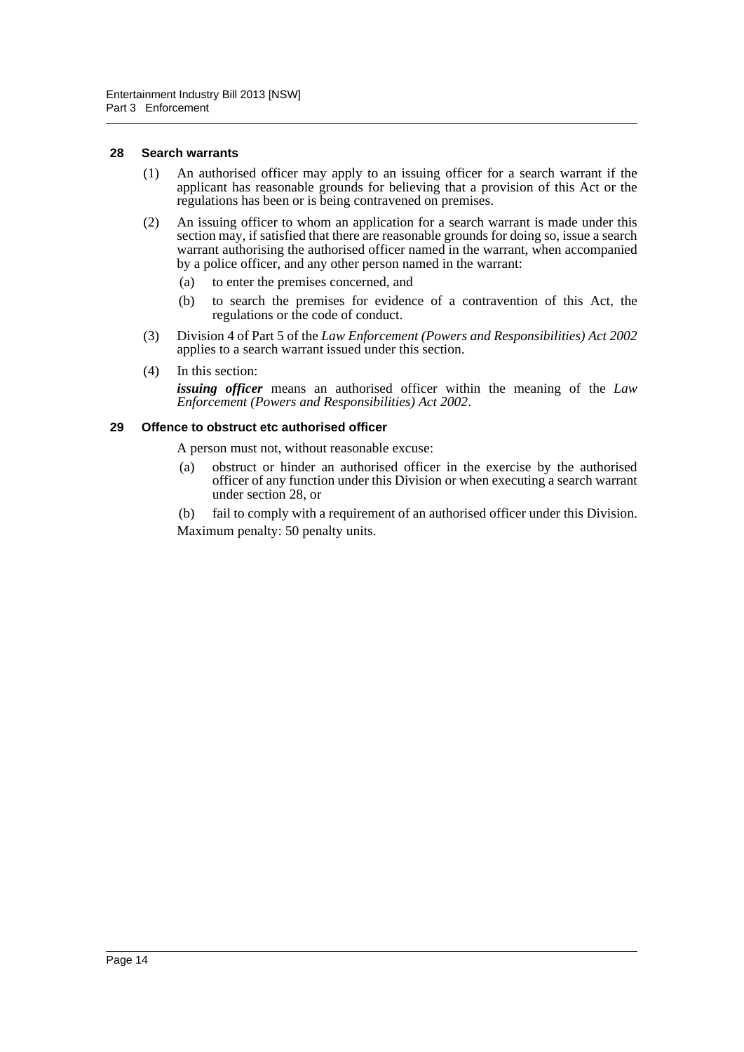#### 28 Search warrants

(1) An authorised officer may apply to an issuing officer for a search warrant if the applicant has reasonable grounds for believing that a provision of this Act or the regulations has been or is being contravened on premises.

(2) An issuing officer to whom an application for a search warrant is made under this section may, if satisfied that there are reasonable grounds for doing so, issue a search warrant authorising the authorised officer named in the warrant, when accompanied by a police officer, and any other person named in the warrant:

- (a) to enter the premises concerned, and
- (b) to search the premises for evidence of a contravention of this Act, the regulations or the code of conduct.

(3) Division 4 of Part 5 of the *Law Enforcement (Powers and Responsibilities) Act 2002* applies to a search warrant issued under this section.

(4) In this section:

***issuing officer*** means an authorised officer within the meaning of the *Law Enforcement (Powers and Responsibilities) Act 2002*.

#### 29 Offence to obstruct etc authorised officer

A person must not, without reasonable excuse:

- (a) obstruct or hinder an authorised officer in the exercise by the authorised officer of any function under this Division or when executing a search warrant under section 28, or
- (b) fail to comply with a requirement of an authorised officer under this Division.

Maximum penalty: 50 penalty units.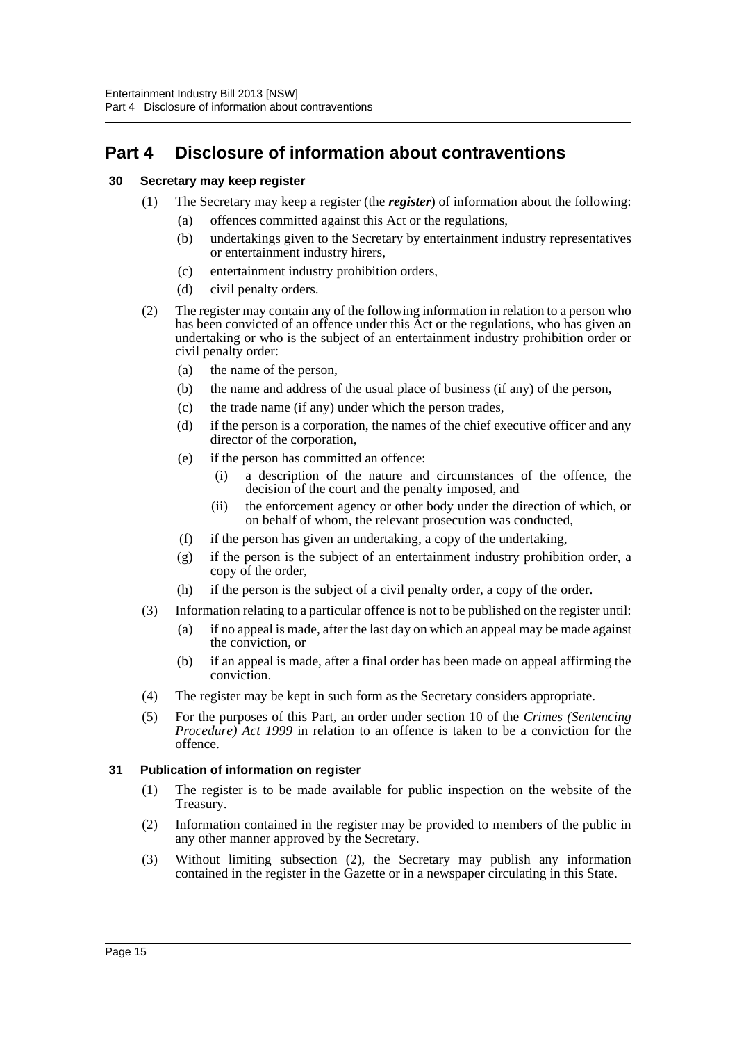# Part 4 Disclosure of information about contraventions

### 30 Secretary may keep register

(1) The Secretary may keep a register (the ***register***) of information about the following:

- (a) offences committed against this Act or the regulations,
- (b) undertakings given to the Secretary by entertainment industry representatives or entertainment industry hirers,
- (c) entertainment industry prohibition orders,
- (d) civil penalty orders.

(2) The register may contain any of the following information in relation to a person who has been convicted of an offence under this Act or the regulations, who has given an undertaking or who is the subject of an entertainment industry prohibition order or civil penalty order:

- (a) the name of the person,
- (b) the name and address of the usual place of business (if any) of the person,
- (c) the trade name (if any) under which the person trades,
- (d) if the person is a corporation, the names of the chief executive officer and any director of the corporation,
- (e) if the person has committed an offence:
  - (i) a description of the nature and circumstances of the offence, the decision of the court and the penalty imposed, and
  - (ii) the enforcement agency or other body under the direction of which, or on behalf of whom, the relevant prosecution was conducted,
- (f) if the person has given an undertaking, a copy of the undertaking,
- (g) if the person is the subject of an entertainment industry prohibition order, a copy of the order,
- (h) if the person is the subject of a civil penalty order, a copy of the order.

(3) Information relating to a particular offence is not to be published on the register until:

- (a) if no appeal is made, after the last day on which an appeal may be made against the conviction, or
- (b) if an appeal is made, after a final order has been made on appeal affirming the conviction.

(4) The register may be kept in such form as the Secretary considers appropriate.

(5) For the purposes of this Part, an order under section 10 of the *Crimes (Sentencing Procedure) Act 1999* in relation to an offence is taken to be a conviction for the offence.

### 31 Publication of information on register

(1) The register is to be made available for public inspection on the website of the Treasury.

(2) Information contained in the register may be provided to members of the public in any other manner approved by the Secretary.

(3) Without limiting subsection (2), the Secretary may publish any information contained in the register in the Gazette or in a newspaper circulating in this State.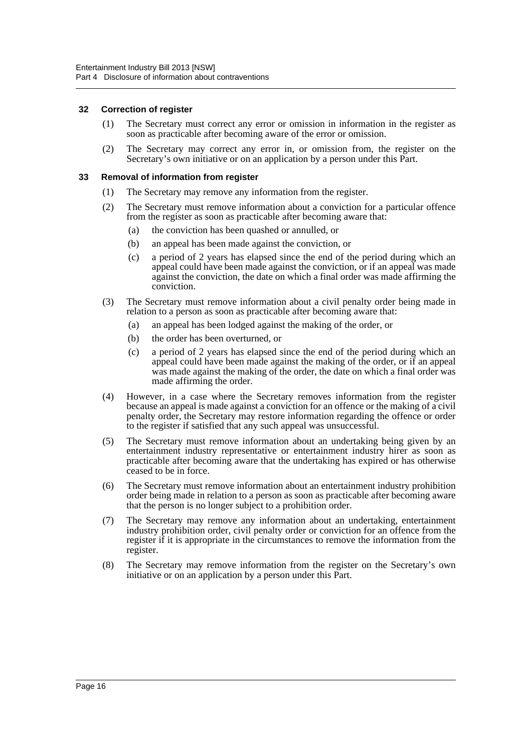### 32 Correction of register

(1) The Secretary must correct any error or omission in information in the register as soon as practicable after becoming aware of the error or omission.

(2) The Secretary may correct any error in, or omission from, the register on the Secretary's own initiative or on an application by a person under this Part.

### 33 Removal of information from register

(1) The Secretary may remove any information from the register.

(2) The Secretary must remove information about a conviction for a particular offence from the register as soon as practicable after becoming aware that:

   (a) the conviction has been quashed or annulled, or

   (b) an appeal has been made against the conviction, or

   (c) a period of 2 years has elapsed since the end of the period during which an appeal could have been made against the conviction, or if an appeal was made against the conviction, the date on which a final order was made affirming the conviction.

(3) The Secretary must remove information about a civil penalty order being made in relation to a person as soon as practicable after becoming aware that:

   (a) an appeal has been lodged against the making of the order, or

   (b) the order has been overturned, or

   (c) a period of 2 years has elapsed since the end of the period during which an appeal could have been made against the making of the order, or if an appeal was made against the making of the order, the date on which a final order was made affirming the order.

(4) However, in a case where the Secretary removes information from the register because an appeal is made against a conviction for an offence or the making of a civil penalty order, the Secretary may restore information regarding the offence or order to the register if satisfied that any such appeal was unsuccessful.

(5) The Secretary must remove information about an undertaking being given by an entertainment industry representative or entertainment industry hirer as soon as practicable after becoming aware that the undertaking has expired or has otherwise ceased to be in force.

(6) The Secretary must remove information about an entertainment industry prohibition order being made in relation to a person as soon as practicable after becoming aware that the person is no longer subject to a prohibition order.

(7) The Secretary may remove any information about an undertaking, entertainment industry prohibition order, civil penalty order or conviction for an offence from the register if it is appropriate in the circumstances to remove the information from the register.

(8) The Secretary may remove information from the register on the Secretary's own initiative or on an application by a person under this Part.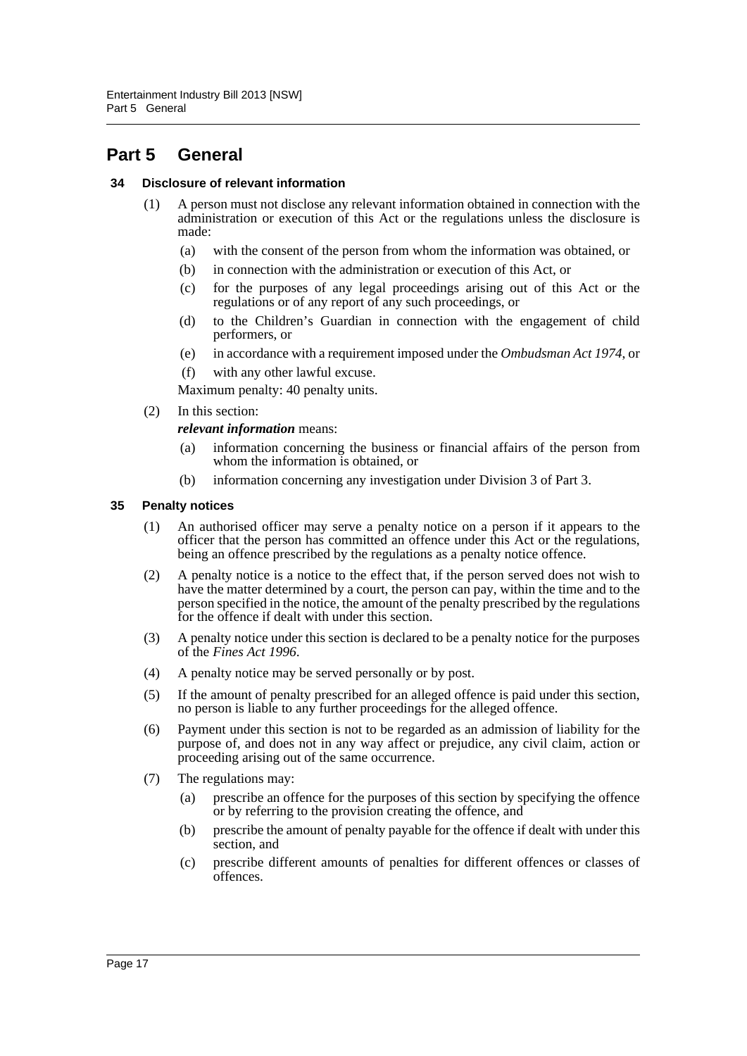# Part 5 General

### 34 Disclosure of relevant information

(1) A person must not disclose any relevant information obtained in connection with the administration or execution of this Act or the regulations unless the disclosure is made:

- (a) with the consent of the person from whom the information was obtained, or
- (b) in connection with the administration or execution of this Act, or
- (c) for the purposes of any legal proceedings arising out of this Act or the regulations or of any report of any such proceedings, or
- (d) to the Children's Guardian in connection with the engagement of child performers, or
- (e) in accordance with a requirement imposed under the *Ombudsman Act 1974*, or
- (f) with any other lawful excuse.

Maximum penalty: 40 penalty units.

(2) In this section:

***relevant information*** means:

- (a) information concerning the business or financial affairs of the person from whom the information is obtained, or
- (b) information concerning any investigation under Division 3 of Part 3.

### 35 Penalty notices

(1) An authorised officer may serve a penalty notice on a person if it appears to the officer that the person has committed an offence under this Act or the regulations, being an offence prescribed by the regulations as a penalty notice offence.

(2) A penalty notice is a notice to the effect that, if the person served does not wish to have the matter determined by a court, the person can pay, within the time and to the person specified in the notice, the amount of the penalty prescribed by the regulations for the offence if dealt with under this section.

(3) A penalty notice under this section is declared to be a penalty notice for the purposes of the *Fines Act 1996*.

(4) A penalty notice may be served personally or by post.

(5) If the amount of penalty prescribed for an alleged offence is paid under this section, no person is liable to any further proceedings for the alleged offence.

(6) Payment under this section is not to be regarded as an admission of liability for the purpose of, and does not in any way affect or prejudice, any civil claim, action or proceeding arising out of the same occurrence.

(7) The regulations may:

- (a) prescribe an offence for the purposes of this section by specifying the offence or by referring to the provision creating the offence, and
- (b) prescribe the amount of penalty payable for the offence if dealt with under this section, and
- (c) prescribe different amounts of penalties for different offences or classes of offences.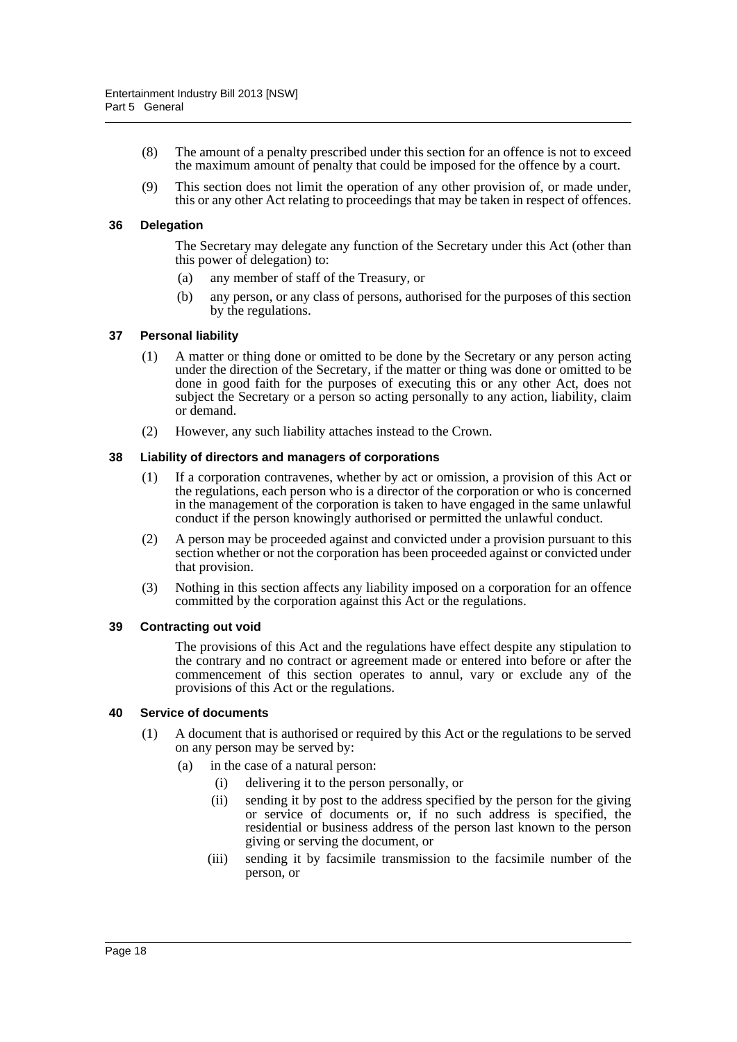(8) The amount of a penalty prescribed under this section for an offence is not to exceed the maximum amount of penalty that could be imposed for the offence by a court.

(9) This section does not limit the operation of any other provision of, or made under, this or any other Act relating to proceedings that may be taken in respect of offences.

### 36 Delegation

The Secretary may delegate any function of the Secretary under this Act (other than this power of delegation) to:

(a) any member of staff of the Treasury, or

(b) any person, or any class of persons, authorised for the purposes of this section by the regulations.

### 37 Personal liability

(1) A matter or thing done or omitted to be done by the Secretary or any person acting under the direction of the Secretary, if the matter or thing was done or omitted to be done in good faith for the purposes of executing this or any other Act, does not subject the Secretary or a person so acting personally to any action, liability, claim or demand.

(2) However, any such liability attaches instead to the Crown.

### 38 Liability of directors and managers of corporations

(1) If a corporation contravenes, whether by act or omission, a provision of this Act or the regulations, each person who is a director of the corporation or who is concerned in the management of the corporation is taken to have engaged in the same unlawful conduct if the person knowingly authorised or permitted the unlawful conduct.

(2) A person may be proceeded against and convicted under a provision pursuant to this section whether or not the corporation has been proceeded against or convicted under that provision.

(3) Nothing in this section affects any liability imposed on a corporation for an offence committed by the corporation against this Act or the regulations.

### 39 Contracting out void

The provisions of this Act and the regulations have effect despite any stipulation to the contrary and no contract or agreement made or entered into before or after the commencement of this section operates to annul, vary or exclude any of the provisions of this Act or the regulations.

### 40 Service of documents

(1) A document that is authorised or required by this Act or the regulations to be served on any person may be served by:

(a) in the case of a natural person:

(i) delivering it to the person personally, or

(ii) sending it by post to the address specified by the person for the giving or service of documents or, if no such address is specified, the residential or business address of the person last known to the person giving or serving the document, or

(iii) sending it by facsimile transmission to the facsimile number of the person, or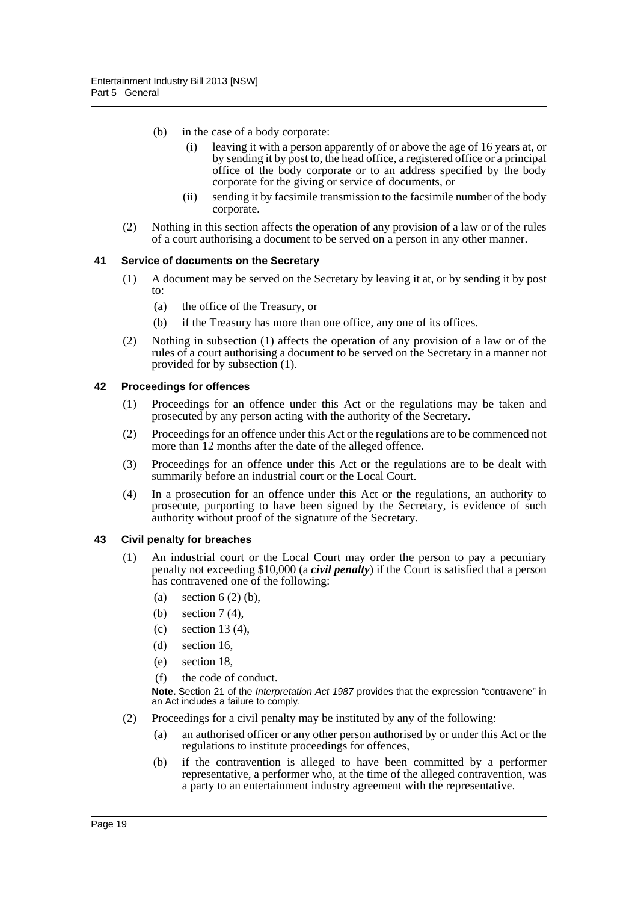(b) in the case of a body corporate:

(i) leaving it with a person apparently of or above the age of 16 years at, or by sending it by post to, the head office, a registered office or a principal office of the body corporate or to an address specified by the body corporate for the giving or service of documents, or

(ii) sending it by facsimile transmission to the facsimile number of the body corporate.

(2) Nothing in this section affects the operation of any provision of a law or of the rules of a court authorising a document to be served on a person in any other manner.

#### 41 Service of documents on the Secretary

(1) A document may be served on the Secretary by leaving it at, or by sending it by post to:

(a) the office of the Treasury, or

(b) if the Treasury has more than one office, any one of its offices.

(2) Nothing in subsection (1) affects the operation of any provision of a law or of the rules of a court authorising a document to be served on the Secretary in a manner not provided for by subsection (1).

#### 42 Proceedings for offences

(1) Proceedings for an offence under this Act or the regulations may be taken and prosecuted by any person acting with the authority of the Secretary.

(2) Proceedings for an offence under this Act or the regulations are to be commenced not more than 12 months after the date of the alleged offence.

(3) Proceedings for an offence under this Act or the regulations are to be dealt with summarily before an industrial court or the Local Court.

(4) In a prosecution for an offence under this Act or the regulations, an authority to prosecute, purporting to have been signed by the Secretary, is evidence of such authority without proof of the signature of the Secretary.

#### 43 Civil penalty for breaches

(1) An industrial court or the Local Court may order the person to pay a pecuniary penalty not exceeding $10,000 (a ***civil penalty***) if the Court is satisfied that a person has contravened one of the following:

(a) section 6 (2) (b),

(b) section 7 (4),

(c) section 13 (4),

(d) section 16,

(e) section 18,

(f) the code of conduct.

**Note.** Section 21 of the *Interpretation Act 1987* provides that the expression "contravene" in an Act includes a failure to comply.

(2) Proceedings for a civil penalty may be instituted by any of the following:

(a) an authorised officer or any other person authorised by or under this Act or the regulations to institute proceedings for offences,

(b) if the contravention is alleged to have been committed by a performer representative, a performer who, at the time of the alleged contravention, was a party to an entertainment industry agreement with the representative.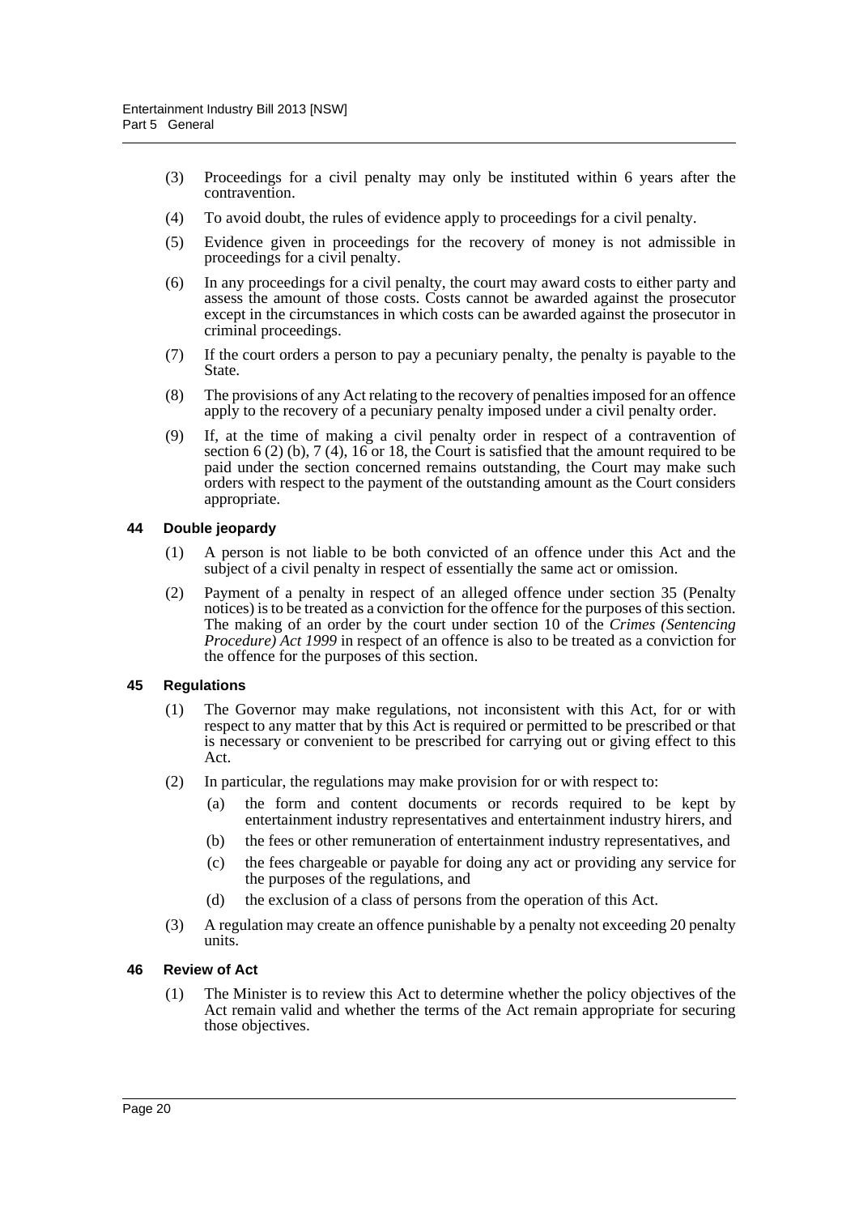(3) Proceedings for a civil penalty may only be instituted within 6 years after the contravention.

(4) To avoid doubt, the rules of evidence apply to proceedings for a civil penalty.

(5) Evidence given in proceedings for the recovery of money is not admissible in proceedings for a civil penalty.

(6) In any proceedings for a civil penalty, the court may award costs to either party and assess the amount of those costs. Costs cannot be awarded against the prosecutor except in the circumstances in which costs can be awarded against the prosecutor in criminal proceedings.

(7) If the court orders a person to pay a pecuniary penalty, the penalty is payable to the State.

(8) The provisions of any Act relating to the recovery of penalties imposed for an offence apply to the recovery of a pecuniary penalty imposed under a civil penalty order.

(9) If, at the time of making a civil penalty order in respect of a contravention of section 6 (2) (b), 7 (4), 16 or 18, the Court is satisfied that the amount required to be paid under the section concerned remains outstanding, the Court may make such orders with respect to the payment of the outstanding amount as the Court considers appropriate.

### 44 Double jeopardy

(1) A person is not liable to be both convicted of an offence under this Act and the subject of a civil penalty in respect of essentially the same act or omission.

(2) Payment of a penalty in respect of an alleged offence under section 35 (Penalty notices) is to be treated as a conviction for the offence for the purposes of this section. The making of an order by the court under section 10 of the *Crimes (Sentencing Procedure) Act 1999* in respect of an offence is also to be treated as a conviction for the offence for the purposes of this section.

### 45 Regulations

(1) The Governor may make regulations, not inconsistent with this Act, for or with respect to any matter that by this Act is required or permitted to be prescribed or that is necessary or convenient to be prescribed for carrying out or giving effect to this Act.

(2) In particular, the regulations may make provision for or with respect to:

- (a) the form and content documents or records required to be kept by entertainment industry representatives and entertainment industry hirers, and
- (b) the fees or other remuneration of entertainment industry representatives, and
- (c) the fees chargeable or payable for doing any act or providing any service for the purposes of the regulations, and
- (d) the exclusion of a class of persons from the operation of this Act.

(3) A regulation may create an offence punishable by a penalty not exceeding 20 penalty units.

### 46 Review of Act

(1) The Minister is to review this Act to determine whether the policy objectives of the Act remain valid and whether the terms of the Act remain appropriate for securing those objectives.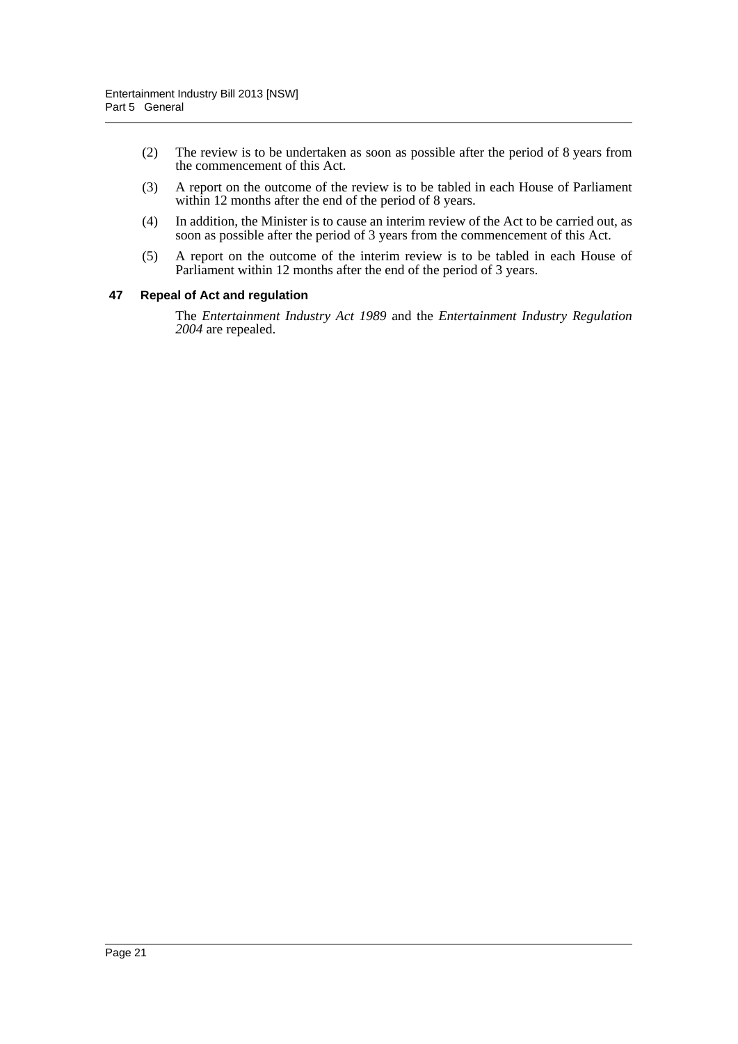(2) The review is to be undertaken as soon as possible after the period of 8 years from the commencement of this Act.

(3) A report on the outcome of the review is to be tabled in each House of Parliament within 12 months after the end of the period of 8 years.

(4) In addition, the Minister is to cause an interim review of the Act to be carried out, as soon as possible after the period of 3 years from the commencement of this Act.

(5) A report on the outcome of the interim review is to be tabled in each House of Parliament within 12 months after the end of the period of 3 years.

### 47 Repeal of Act and regulation

The *Entertainment Industry Act 1989* and the *Entertainment Industry Regulation 2004* are repealed.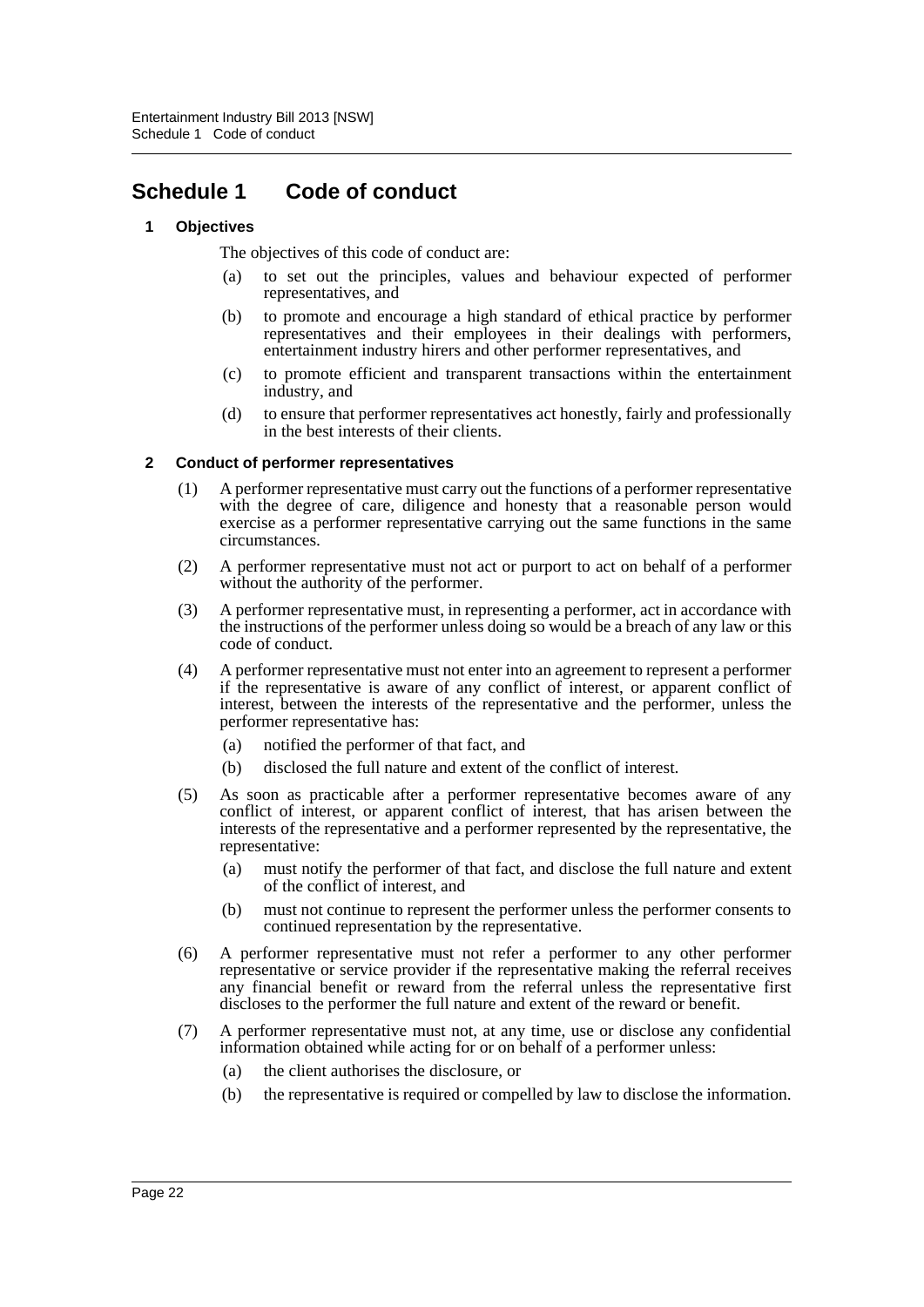# Schedule 1 Code of conduct

## 1 Objectives

The objectives of this code of conduct are:

(a) to set out the principles, values and behaviour expected of performer representatives, and

(b) to promote and encourage a high standard of ethical practice by performer representatives and their employees in their dealings with performers, entertainment industry hirers and other performer representatives, and

(c) to promote efficient and transparent transactions within the entertainment industry, and

(d) to ensure that performer representatives act honestly, fairly and professionally in the best interests of their clients.

## 2 Conduct of performer representatives

(1) A performer representative must carry out the functions of a performer representative with the degree of care, diligence and honesty that a reasonable person would exercise as a performer representative carrying out the same functions in the same circumstances.

(2) A performer representative must not act or purport to act on behalf of a performer without the authority of the performer.

(3) A performer representative must, in representing a performer, act in accordance with the instructions of the performer unless doing so would be a breach of any law or this code of conduct.

(4) A performer representative must not enter into an agreement to represent a performer if the representative is aware of any conflict of interest, or apparent conflict of interest, between the interests of the representative and the performer, unless the performer representative has:

(a) notified the performer of that fact, and

(b) disclosed the full nature and extent of the conflict of interest.

(5) As soon as practicable after a performer representative becomes aware of any conflict of interest, or apparent conflict of interest, that has arisen between the interests of the representative and a performer represented by the representative, the representative:

(a) must notify the performer of that fact, and disclose the full nature and extent of the conflict of interest, and

(b) must not continue to represent the performer unless the performer consents to continued representation by the representative.

(6) A performer representative must not refer a performer to any other performer representative or service provider if the representative making the referral receives any financial benefit or reward from the referral unless the representative first discloses to the performer the full nature and extent of the reward or benefit.

(7) A performer representative must not, at any time, use or disclose any confidential information obtained while acting for or on behalf of a performer unless:

(a) the client authorises the disclosure, or

(b) the representative is required or compelled by law to disclose the information.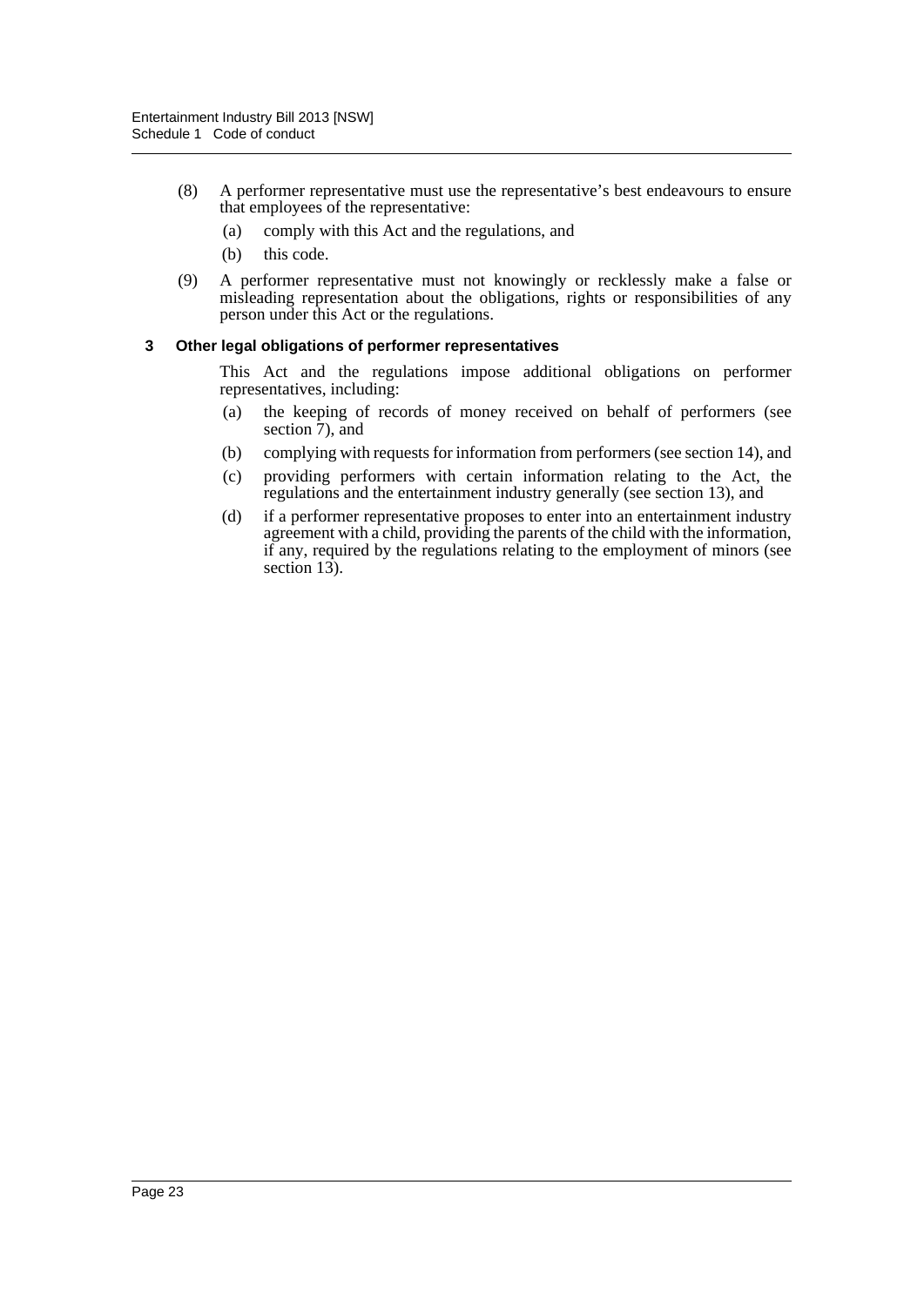(8) A performer representative must use the representative's best endeavours to ensure that employees of the representative:

  (a) comply with this Act and the regulations, and

  (b) this code.

(9) A performer representative must not knowingly or recklessly make a false or misleading representation about the obligations, rights or responsibilities of any person under this Act or the regulations.

### 3 Other legal obligations of performer representatives

This Act and the regulations impose additional obligations on performer representatives, including:

(a) the keeping of records of money received on behalf of performers (see section 7), and

(b) complying with requests for information from performers (see section 14), and

(c) providing performers with certain information relating to the Act, the regulations and the entertainment industry generally (see section 13), and

(d) if a performer representative proposes to enter into an entertainment industry agreement with a child, providing the parents of the child with the information, if any, required by the regulations relating to the employment of minors (see section 13).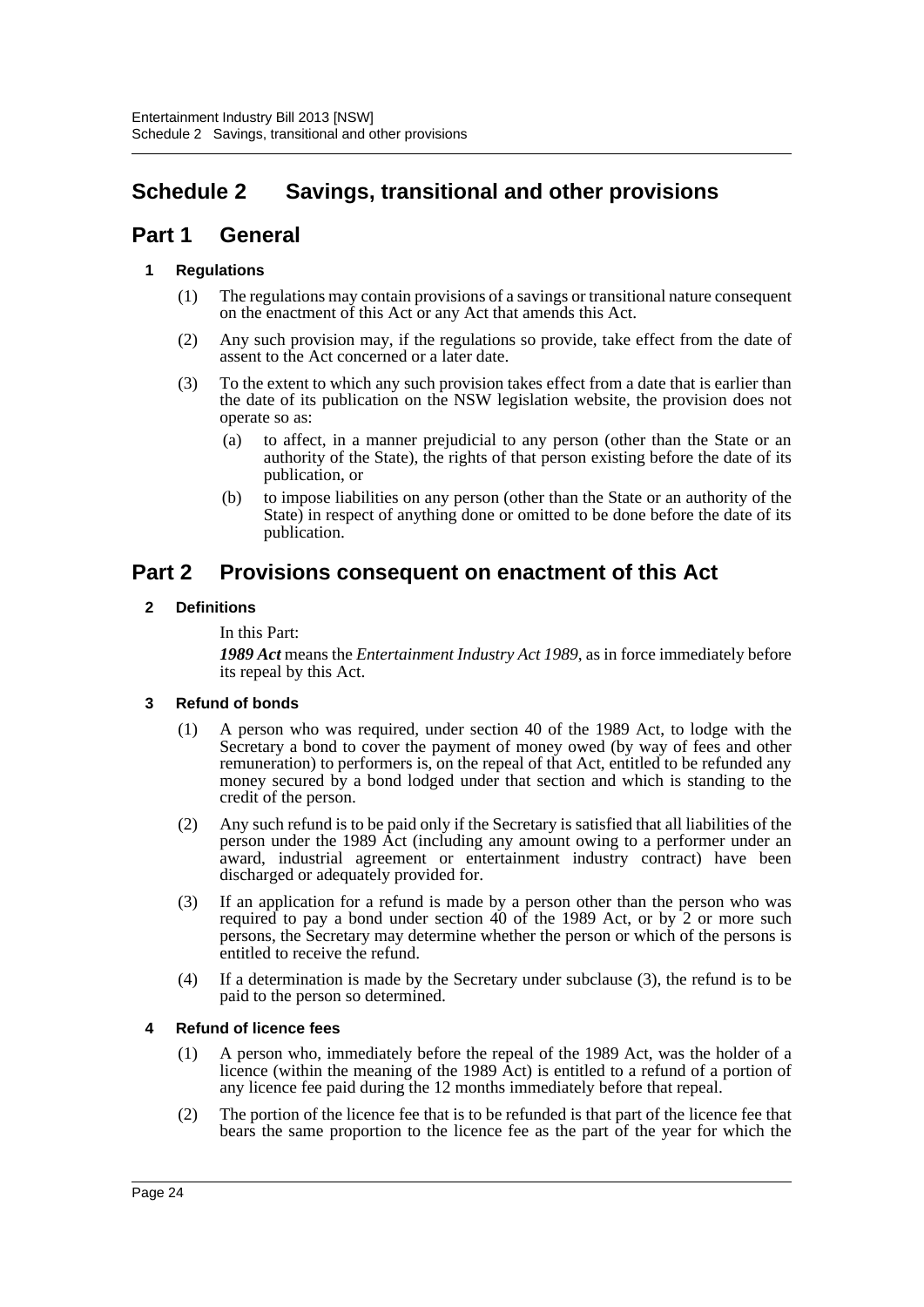# Schedule 2 Savings, transitional and other provisions

## Part 1 General

### 1 Regulations

(1) The regulations may contain provisions of a savings or transitional nature consequent on the enactment of this Act or any Act that amends this Act.

(2) Any such provision may, if the regulations so provide, take effect from the date of assent to the Act concerned or a later date.

(3) To the extent to which any such provision takes effect from a date that is earlier than the date of its publication on the NSW legislation website, the provision does not operate so as:

- (a) to affect, in a manner prejudicial to any person (other than the State or an authority of the State), the rights of that person existing before the date of its publication, or
- (b) to impose liabilities on any person (other than the State or an authority of the State) in respect of anything done or omitted to be done before the date of its publication.

## Part 2 Provisions consequent on enactment of this Act

### 2 Definitions

In this Part:

***1989 Act*** means the *Entertainment Industry Act 1989*, as in force immediately before its repeal by this Act.

### 3 Refund of bonds

(1) A person who was required, under section 40 of the 1989 Act, to lodge with the Secretary a bond to cover the payment of money owed (by way of fees and other remuneration) to performers is, on the repeal of that Act, entitled to be refunded any money secured by a bond lodged under that section and which is standing to the credit of the person.

(2) Any such refund is to be paid only if the Secretary is satisfied that all liabilities of the person under the 1989 Act (including any amount owing to a performer under an award, industrial agreement or entertainment industry contract) have been discharged or adequately provided for.

(3) If an application for a refund is made by a person other than the person who was required to pay a bond under section 40 of the 1989 Act, or by 2 or more such persons, the Secretary may determine whether the person or which of the persons is entitled to receive the refund.

(4) If a determination is made by the Secretary under subclause (3), the refund is to be paid to the person so determined.

### 4 Refund of licence fees

(1) A person who, immediately before the repeal of the 1989 Act, was the holder of a licence (within the meaning of the 1989 Act) is entitled to a refund of a portion of any licence fee paid during the 12 months immediately before that repeal.

(2) The portion of the licence fee that is to be refunded is that part of the licence fee that bears the same proportion to the licence fee as the part of the year for which the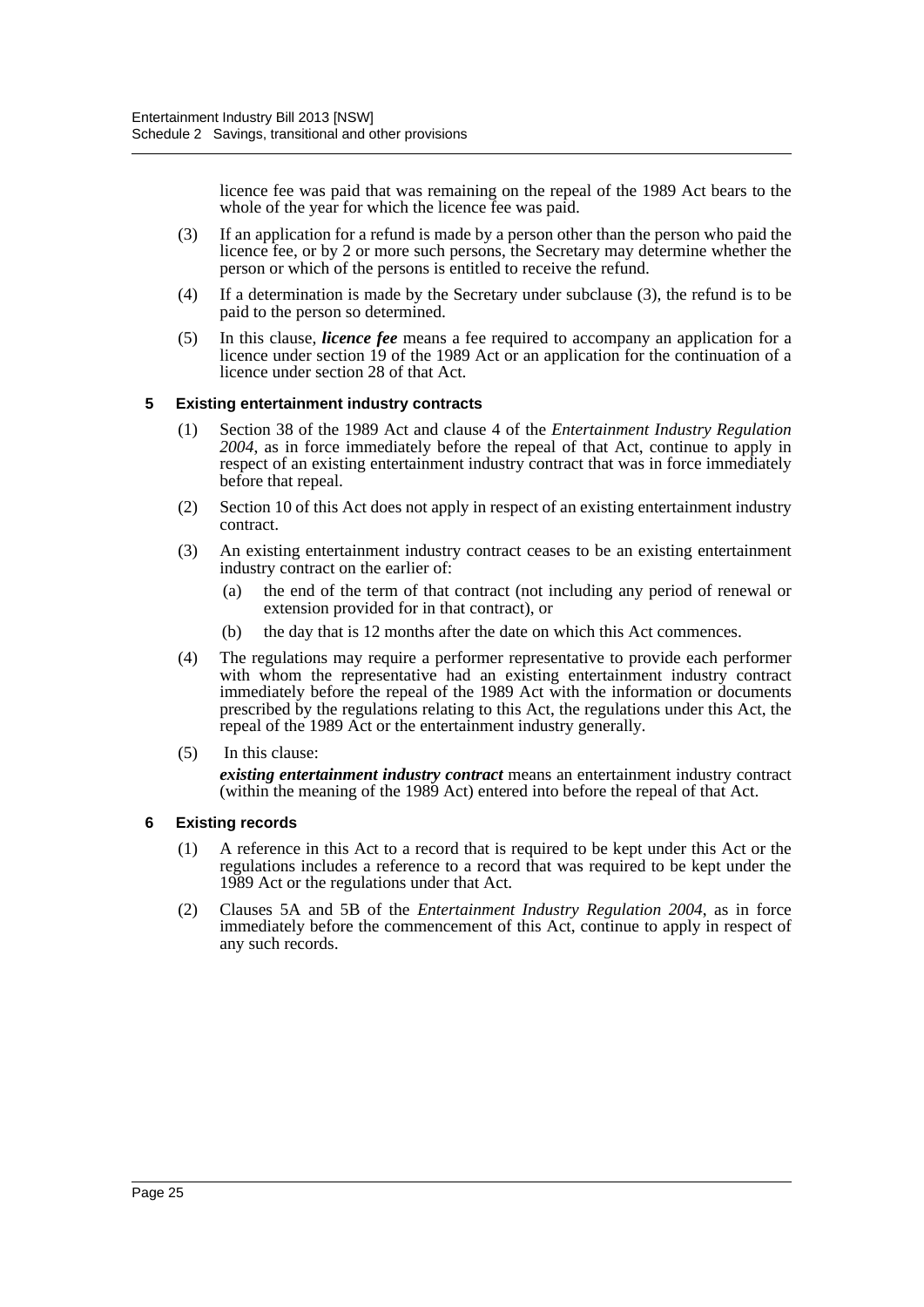licence fee was paid that was remaining on the repeal of the 1989 Act bears to the whole of the year for which the licence fee was paid.

(3) If an application for a refund is made by a person other than the person who paid the licence fee, or by 2 or more such persons, the Secretary may determine whether the person or which of the persons is entitled to receive the refund.

(4) If a determination is made by the Secretary under subclause (3), the refund is to be paid to the person so determined.

(5) In this clause, ***licence fee*** means a fee required to accompany an application for a licence under section 19 of the 1989 Act or an application for the continuation of a licence under section 28 of that Act.

### 5 Existing entertainment industry contracts

(1) Section 38 of the 1989 Act and clause 4 of the *Entertainment Industry Regulation 2004*, as in force immediately before the repeal of that Act, continue to apply in respect of an existing entertainment industry contract that was in force immediately before that repeal.

(2) Section 10 of this Act does not apply in respect of an existing entertainment industry contract.

(3) An existing entertainment industry contract ceases to be an existing entertainment industry contract on the earlier of:

(a) the end of the term of that contract (not including any period of renewal or extension provided for in that contract), or

(b) the day that is 12 months after the date on which this Act commences.

(4) The regulations may require a performer representative to provide each performer with whom the representative had an existing entertainment industry contract immediately before the repeal of the 1989 Act with the information or documents prescribed by the regulations relating to this Act, the regulations under this Act, the repeal of the 1989 Act or the entertainment industry generally.

(5) In this clause:

***existing entertainment industry contract*** means an entertainment industry contract (within the meaning of the 1989 Act) entered into before the repeal of that Act.

### 6 Existing records

(1) A reference in this Act to a record that is required to be kept under this Act or the regulations includes a reference to a record that was required to be kept under the 1989 Act or the regulations under that Act.

(2) Clauses 5A and 5B of the *Entertainment Industry Regulation 2004*, as in force immediately before the commencement of this Act, continue to apply in respect of any such records.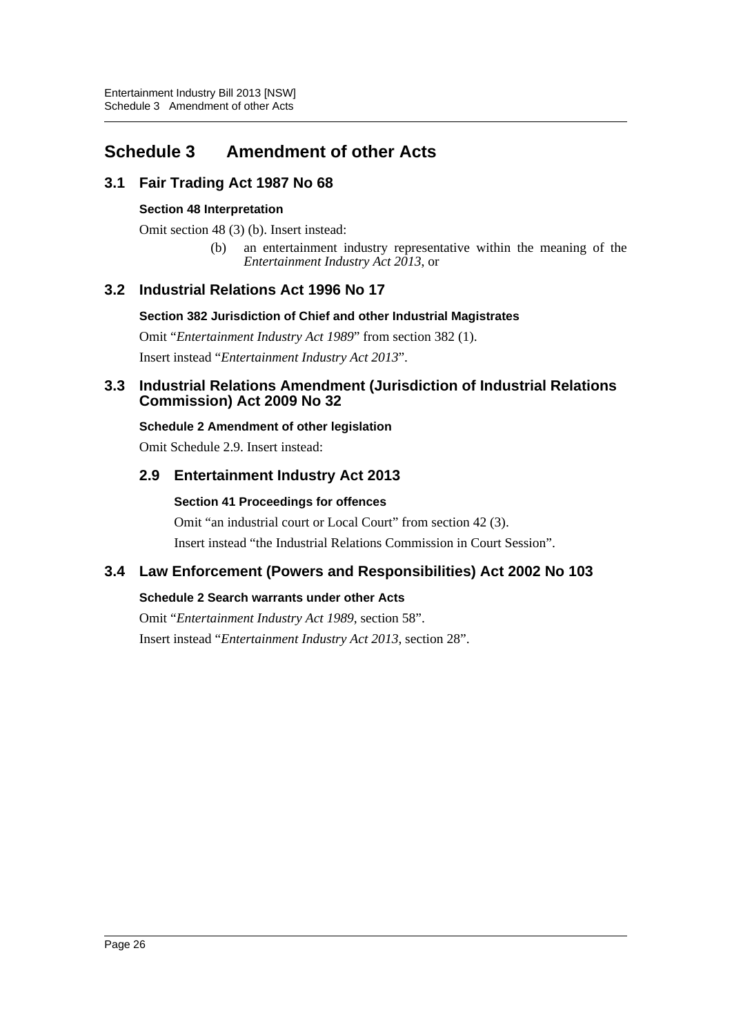# Schedule 3 Amendment of other Acts

## 3.1 Fair Trading Act 1987 No 68

### Section 48 Interpretation

Omit section 48 (3) (b). Insert instead:

> (b) an entertainment industry representative within the meaning of the *Entertainment Industry Act 2013*, or

## 3.2 Industrial Relations Act 1996 No 17

### Section 382 Jurisdiction of Chief and other Industrial Magistrates

Omit "*Entertainment Industry Act 1989*" from section 382 (1).

Insert instead "*Entertainment Industry Act 2013*".

## 3.3 Industrial Relations Amendment (Jurisdiction of Industrial Relations Commission) Act 2009 No 32

### Schedule 2 Amendment of other legislation

Omit Schedule 2.9. Insert instead:

> ## 2.9 Entertainment Industry Act 2013
>
> ### Section 41 Proceedings for offences
>
> Omit "an industrial court or Local Court" from section 42 (3).
>
> Insert instead "the Industrial Relations Commission in Court Session".

## 3.4 Law Enforcement (Powers and Responsibilities) Act 2002 No 103

### Schedule 2 Search warrants under other Acts

Omit "*Entertainment Industry Act 1989*, section 58".

Insert instead "*Entertainment Industry Act 2013*, section 28".